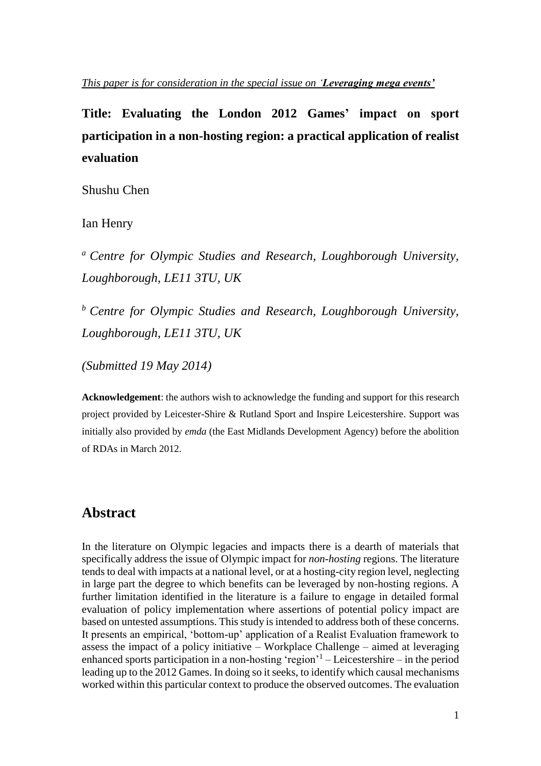*This paper is for consideration in the special issue on '**Leveraging mega events'***

# Title: Evaluating the London 2012 Games' impact on sport participation in a non-hosting region: a practical application of realist evaluation

Shushu Chen

Ian Henry

[a] *Centre for Olympic Studies and Research, Loughborough University, Loughborough, LE11 3TU, UK*

[b] *Centre for Olympic Studies and Research, Loughborough University, Loughborough, LE11 3TU, UK*

*(Submitted 19 May 2014)*

**Acknowledgement**: the authors wish to acknowledge the funding and support for this research project provided by Leicester-Shire & Rutland Sport and Inspire Leicestershire. Support was initially also provided by *emda* (the East Midlands Development Agency) before the abolition of RDAs in March 2012.

## Abstract

In the literature on Olympic legacies and impacts there is a dearth of materials that specifically address the issue of Olympic impact for *non-hosting* regions. The literature tends to deal with impacts at a national level, or at a hosting-city region level, neglecting in large part the degree to which benefits can be leveraged by non-hosting regions. A further limitation identified in the literature is a failure to engage in detailed formal evaluation of policy implementation where assertions of potential policy impact are based on untested assumptions. This study is intended to address both of these concerns. It presents an empirical, 'bottom-up' application of a Realist Evaluation framework to assess the impact of a policy initiative – Workplace Challenge – aimed at leveraging enhanced sports participation in a non-hosting 'region'[1] – Leicestershire – in the period leading up to the 2012 Games. In doing so it seeks, to identify which causal mechanisms worked within this particular context to produce the observed outcomes. The evaluation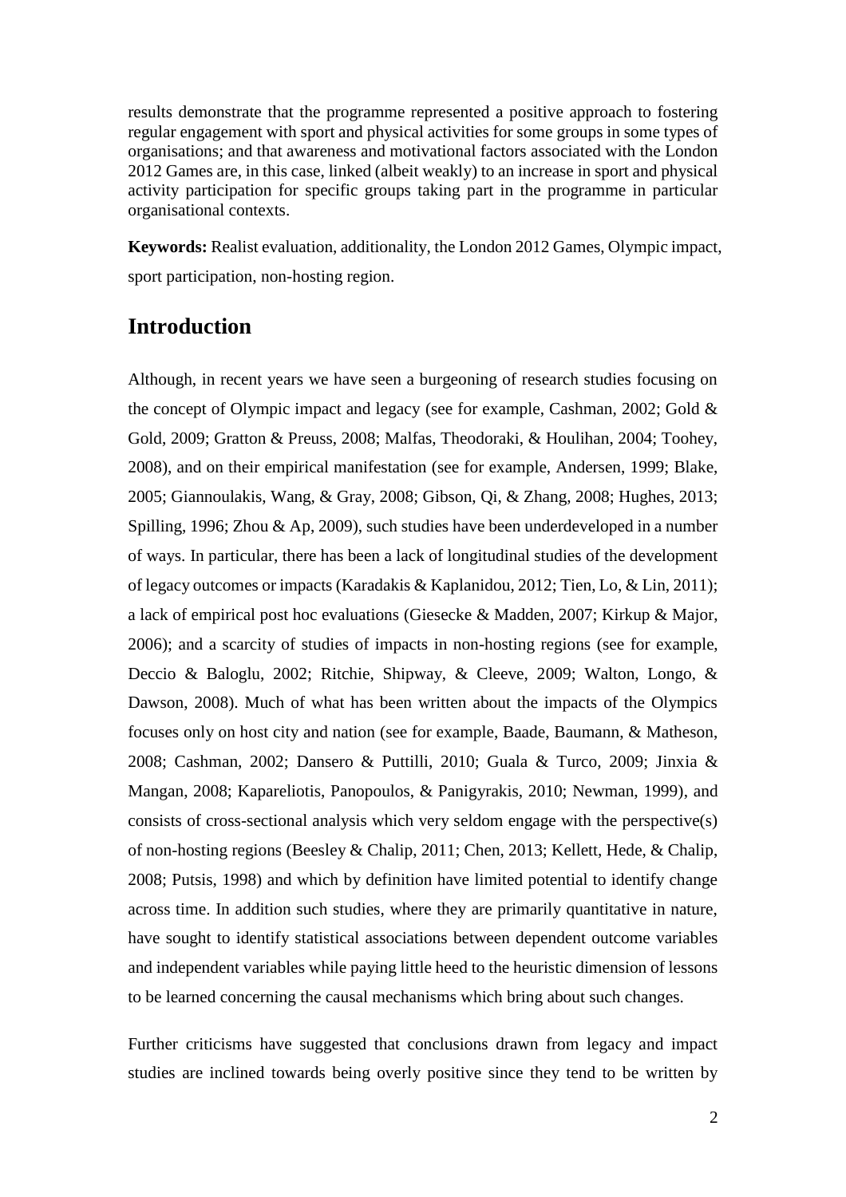results demonstrate that the programme represented a positive approach to fostering regular engagement with sport and physical activities for some groups in some types of organisations; and that awareness and motivational factors associated with the London 2012 Games are, in this case, linked (albeit weakly) to an increase in sport and physical activity participation for specific groups taking part in the programme in particular organisational contexts.

**Keywords:** Realist evaluation, additionality, the London 2012 Games, Olympic impact, sport participation, non-hosting region.

## Introduction

Although, in recent years we have seen a burgeoning of research studies focusing on the concept of Olympic impact and legacy (see for example, Cashman, 2002; Gold & Gold, 2009; Gratton & Preuss, 2008; Malfas, Theodoraki, & Houlihan, 2004; Toohey, 2008), and on their empirical manifestation (see for example, Andersen, 1999; Blake, 2005; Giannoulakis, Wang, & Gray, 2008; Gibson, Qi, & Zhang, 2008; Hughes, 2013; Spilling, 1996; Zhou & Ap, 2009), such studies have been underdeveloped in a number of ways. In particular, there has been a lack of longitudinal studies of the development of legacy outcomes or impacts (Karadakis & Kaplanidou, 2012; Tien, Lo, & Lin, 2011); a lack of empirical post hoc evaluations (Giesecke & Madden, 2007; Kirkup & Major, 2006); and a scarcity of studies of impacts in non-hosting regions (see for example, Deccio & Baloglu, 2002; Ritchie, Shipway, & Cleeve, 2009; Walton, Longo, & Dawson, 2008). Much of what has been written about the impacts of the Olympics focuses only on host city and nation (see for example, Baade, Baumann, & Matheson, 2008; Cashman, 2002; Dansero & Puttilli, 2010; Guala & Turco, 2009; Jinxia & Mangan, 2008; Kapareliotis, Panopoulos, & Panigyrakis, 2010; Newman, 1999), and consists of cross-sectional analysis which very seldom engage with the perspective(s) of non-hosting regions (Beesley & Chalip, 2011; Chen, 2013; Kellett, Hede, & Chalip, 2008; Putsis, 1998) and which by definition have limited potential to identify change across time. In addition such studies, where they are primarily quantitative in nature, have sought to identify statistical associations between dependent outcome variables and independent variables while paying little heed to the heuristic dimension of lessons to be learned concerning the causal mechanisms which bring about such changes.

Further criticisms have suggested that conclusions drawn from legacy and impact studies are inclined towards being overly positive since they tend to be written by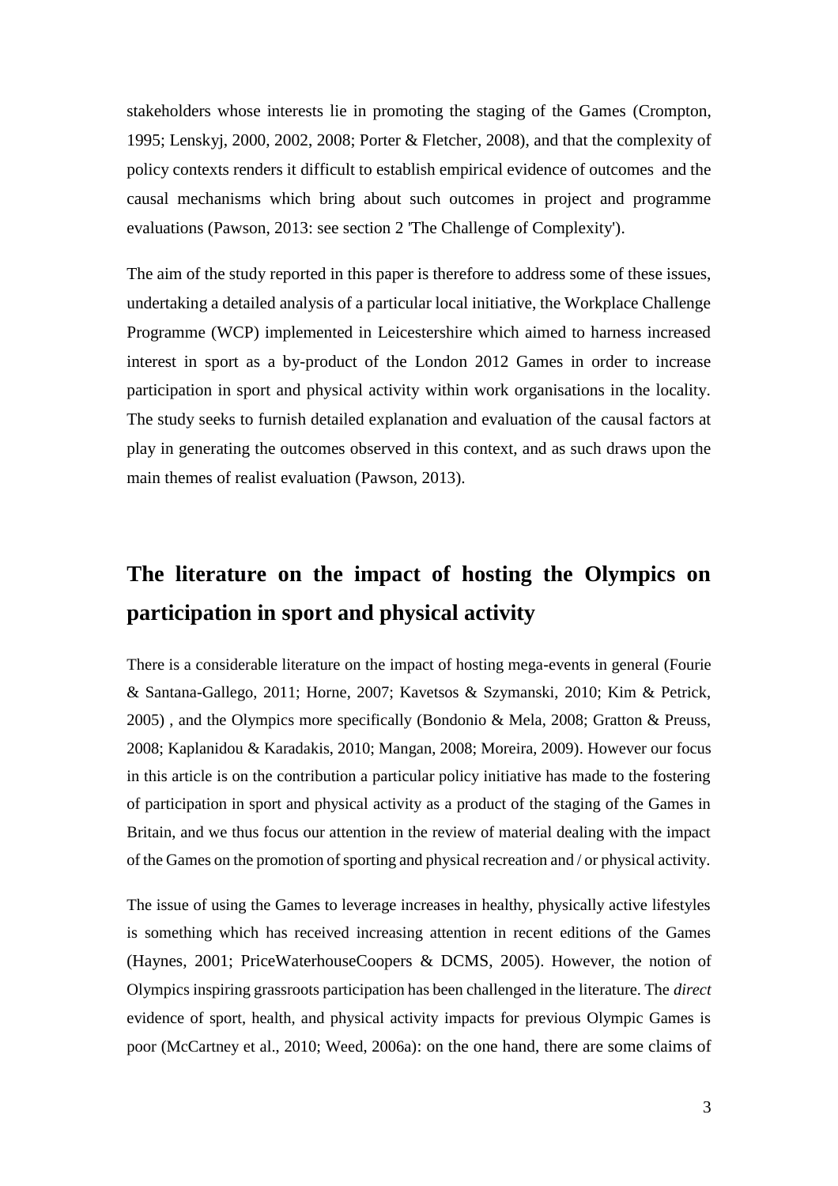stakeholders whose interests lie in promoting the staging of the Games (Crompton, 1995; Lenskyj, 2000, 2002, 2008; Porter & Fletcher, 2008), and that the complexity of policy contexts renders it difficult to establish empirical evidence of outcomes and the causal mechanisms which bring about such outcomes in project and programme evaluations (Pawson, 2013: see section 2 'The Challenge of Complexity').

The aim of the study reported in this paper is therefore to address some of these issues, undertaking a detailed analysis of a particular local initiative, the Workplace Challenge Programme (WCP) implemented in Leicestershire which aimed to harness increased interest in sport as a by-product of the London 2012 Games in order to increase participation in sport and physical activity within work organisations in the locality. The study seeks to furnish detailed explanation and evaluation of the causal factors at play in generating the outcomes observed in this context, and as such draws upon the main themes of realist evaluation (Pawson, 2013).

## The literature on the impact of hosting the Olympics on participation in sport and physical activity

There is a considerable literature on the impact of hosting mega-events in general (Fourie & Santana-Gallego, 2011; Horne, 2007; Kavetsos & Szymanski, 2010; Kim & Petrick, 2005) , and the Olympics more specifically (Bondonio & Mela, 2008; Gratton & Preuss, 2008; Kaplanidou & Karadakis, 2010; Mangan, 2008; Moreira, 2009). However our focus in this article is on the contribution a particular policy initiative has made to the fostering of participation in sport and physical activity as a product of the staging of the Games in Britain, and we thus focus our attention in the review of material dealing with the impact of the Games on the promotion of sporting and physical recreation and / or physical activity.

The issue of using the Games to leverage increases in healthy, physically active lifestyles is something which has received increasing attention in recent editions of the Games (Haynes, 2001; PriceWaterhouseCoopers & DCMS, 2005). However, the notion of Olympics inspiring grassroots participation has been challenged in the literature. The *direct* evidence of sport, health, and physical activity impacts for previous Olympic Games is poor (McCartney et al., 2010; Weed, 2006a): on the one hand, there are some claims of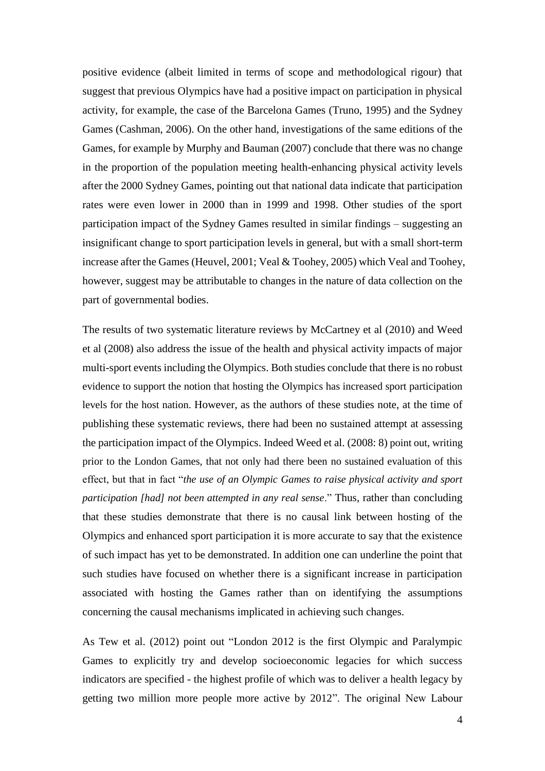positive evidence (albeit limited in terms of scope and methodological rigour) that suggest that previous Olympics have had a positive impact on participation in physical activity, for example, the case of the Barcelona Games (Truno, 1995) and the Sydney Games (Cashman, 2006). On the other hand, investigations of the same editions of the Games, for example by Murphy and Bauman (2007) conclude that there was no change in the proportion of the population meeting health-enhancing physical activity levels after the 2000 Sydney Games, pointing out that national data indicate that participation rates were even lower in 2000 than in 1999 and 1998. Other studies of the sport participation impact of the Sydney Games resulted in similar findings – suggesting an insignificant change to sport participation levels in general, but with a small short-term increase after the Games (Heuvel, 2001; Veal & Toohey, 2005) which Veal and Toohey, however, suggest may be attributable to changes in the nature of data collection on the part of governmental bodies.

The results of two systematic literature reviews by McCartney et al (2010) and Weed et al (2008) also address the issue of the health and physical activity impacts of major multi-sport events including the Olympics. Both studies conclude that there is no robust evidence to support the notion that hosting the Olympics has increased sport participation levels for the host nation. However, as the authors of these studies note, at the time of publishing these systematic reviews, there had been no sustained attempt at assessing the participation impact of the Olympics. Indeed Weed et al. (2008: 8) point out, writing prior to the London Games, that not only had there been no sustained evaluation of this effect, but that in fact "*the use of an Olympic Games to raise physical activity and sport participation [had] not been attempted in any real sense*." Thus, rather than concluding that these studies demonstrate that there is no causal link between hosting of the Olympics and enhanced sport participation it is more accurate to say that the existence of such impact has yet to be demonstrated. In addition one can underline the point that such studies have focused on whether there is a significant increase in participation associated with hosting the Games rather than on identifying the assumptions concerning the causal mechanisms implicated in achieving such changes.

As Tew et al. (2012) point out "London 2012 is the first Olympic and Paralympic Games to explicitly try and develop socioeconomic legacies for which success indicators are specified - the highest profile of which was to deliver a health legacy by getting two million more people more active by 2012". The original New Labour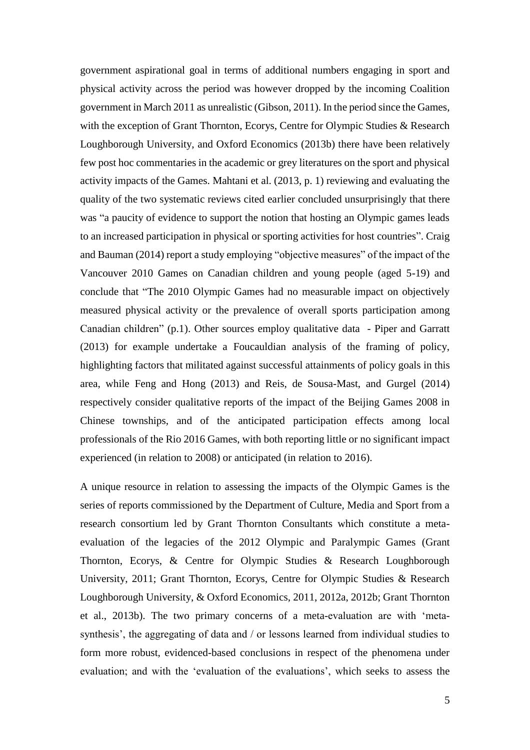government aspirational goal in terms of additional numbers engaging in sport and physical activity across the period was however dropped by the incoming Coalition government in March 2011 as unrealistic (Gibson, 2011). In the period since the Games, with the exception of Grant Thornton, Ecorys, Centre for Olympic Studies & Research Loughborough University, and Oxford Economics (2013b) there have been relatively few post hoc commentaries in the academic or grey literatures on the sport and physical activity impacts of the Games. Mahtani et al. (2013, p. 1) reviewing and evaluating the quality of the two systematic reviews cited earlier concluded unsurprisingly that there was "a paucity of evidence to support the notion that hosting an Olympic games leads to an increased participation in physical or sporting activities for host countries". Craig and Bauman (2014) report a study employing "objective measures" of the impact of the Vancouver 2010 Games on Canadian children and young people (aged 5-19) and conclude that "The 2010 Olympic Games had no measurable impact on objectively measured physical activity or the prevalence of overall sports participation among Canadian children" (p.1). Other sources employ qualitative data - Piper and Garratt (2013) for example undertake a Foucauldian analysis of the framing of policy, highlighting factors that militated against successful attainments of policy goals in this area, while Feng and Hong (2013) and Reis, de Sousa-Mast, and Gurgel (2014) respectively consider qualitative reports of the impact of the Beijing Games 2008 in Chinese townships, and of the anticipated participation effects among local professionals of the Rio 2016 Games, with both reporting little or no significant impact experienced (in relation to 2008) or anticipated (in relation to 2016).

A unique resource in relation to assessing the impacts of the Olympic Games is the series of reports commissioned by the Department of Culture, Media and Sport from a research consortium led by Grant Thornton Consultants which constitute a meta-evaluation of the legacies of the 2012 Olympic and Paralympic Games (Grant Thornton, Ecorys, & Centre for Olympic Studies & Research Loughborough University, 2011; Grant Thornton, Ecorys, Centre for Olympic Studies & Research Loughborough University, & Oxford Economics, 2011, 2012a, 2012b; Grant Thornton et al., 2013b). The two primary concerns of a meta-evaluation are with 'meta-synthesis', the aggregating of data and / or lessons learned from individual studies to form more robust, evidenced-based conclusions in respect of the phenomena under evaluation; and with the 'evaluation of the evaluations', which seeks to assess the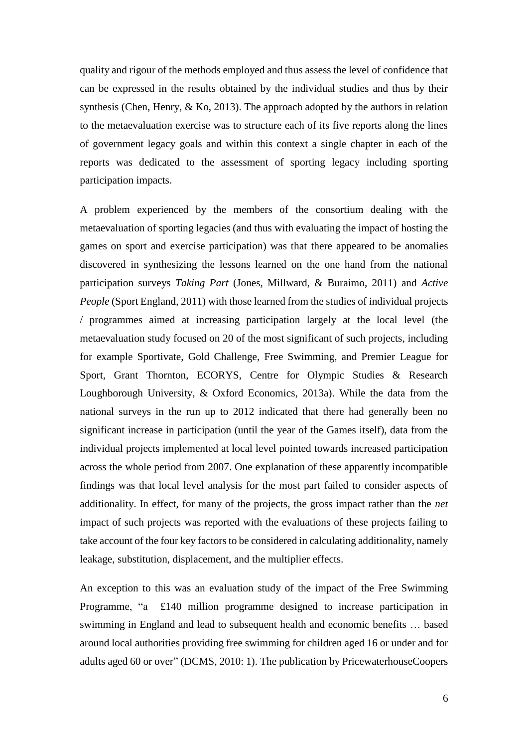quality and rigour of the methods employed and thus assess the level of confidence that can be expressed in the results obtained by the individual studies and thus by their synthesis (Chen, Henry, & Ko, 2013). The approach adopted by the authors in relation to the metaevaluation exercise was to structure each of its five reports along the lines of government legacy goals and within this context a single chapter in each of the reports was dedicated to the assessment of sporting legacy including sporting participation impacts.

A problem experienced by the members of the consortium dealing with the metaevaluation of sporting legacies (and thus with evaluating the impact of hosting the games on sport and exercise participation) was that there appeared to be anomalies discovered in synthesizing the lessons learned on the one hand from the national participation surveys *Taking Part* (Jones, Millward, & Buraimo, 2011) and *Active People* (Sport England, 2011) with those learned from the studies of individual projects / programmes aimed at increasing participation largely at the local level (the metaevaluation study focused on 20 of the most significant of such projects, including for example Sportivate, Gold Challenge, Free Swimming, and Premier League for Sport, Grant Thornton, ECORYS, Centre for Olympic Studies & Research Loughborough University, & Oxford Economics, 2013a). While the data from the national surveys in the run up to 2012 indicated that there had generally been no significant increase in participation (until the year of the Games itself), data from the individual projects implemented at local level pointed towards increased participation across the whole period from 2007. One explanation of these apparently incompatible findings was that local level analysis for the most part failed to consider aspects of additionality. In effect, for many of the projects, the gross impact rather than the *net* impact of such projects was reported with the evaluations of these projects failing to take account of the four key factors to be considered in calculating additionality, namely leakage, substitution, displacement, and the multiplier effects.

An exception to this was an evaluation study of the impact of the Free Swimming Programme, "a £140 million programme designed to increase participation in swimming in England and lead to subsequent health and economic benefits … based around local authorities providing free swimming for children aged 16 or under and for adults aged 60 or over" (DCMS, 2010: 1). The publication by PricewaterhouseCoopers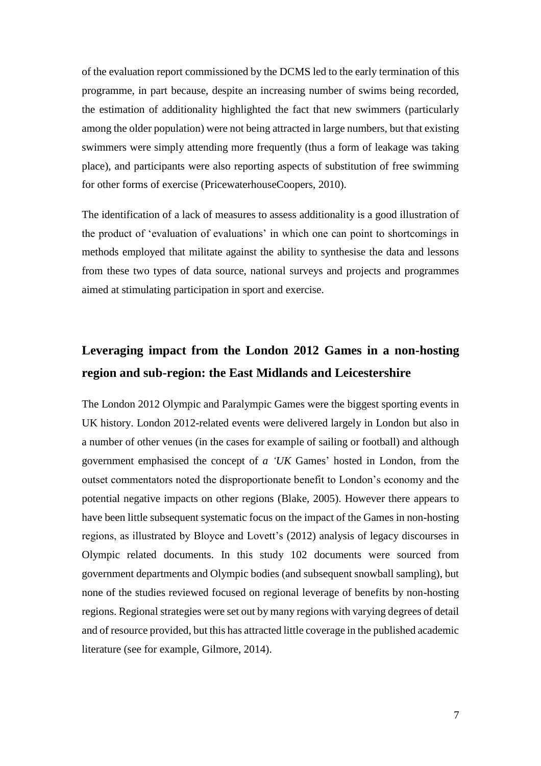of the evaluation report commissioned by the DCMS led to the early termination of this programme, in part because, despite an increasing number of swims being recorded, the estimation of additionality highlighted the fact that new swimmers (particularly among the older population) were not being attracted in large numbers, but that existing swimmers were simply attending more frequently (thus a form of leakage was taking place), and participants were also reporting aspects of substitution of free swimming for other forms of exercise (PricewaterhouseCoopers, 2010).

The identification of a lack of measures to assess additionality is a good illustration of the product of 'evaluation of evaluations' in which one can point to shortcomings in methods employed that militate against the ability to synthesise the data and lessons from these two types of data source, national surveys and projects and programmes aimed at stimulating participation in sport and exercise.

## Leveraging impact from the London 2012 Games in a non-hosting region and sub-region: the East Midlands and Leicestershire

The London 2012 Olympic and Paralympic Games were the biggest sporting events in UK history. London 2012-related events were delivered largely in London but also in a number of other venues (in the cases for example of sailing or football) and although government emphasised the concept of *a 'UK* Games' hosted in London, from the outset commentators noted the disproportionate benefit to London's economy and the potential negative impacts on other regions (Blake, 2005). However there appears to have been little subsequent systematic focus on the impact of the Games in non-hosting regions, as illustrated by Bloyce and Lovett's (2012) analysis of legacy discourses in Olympic related documents. In this study 102 documents were sourced from government departments and Olympic bodies (and subsequent snowball sampling), but none of the studies reviewed focused on regional leverage of benefits by non-hosting regions. Regional strategies were set out by many regions with varying degrees of detail and of resource provided, but this has attracted little coverage in the published academic literature (see for example, Gilmore, 2014).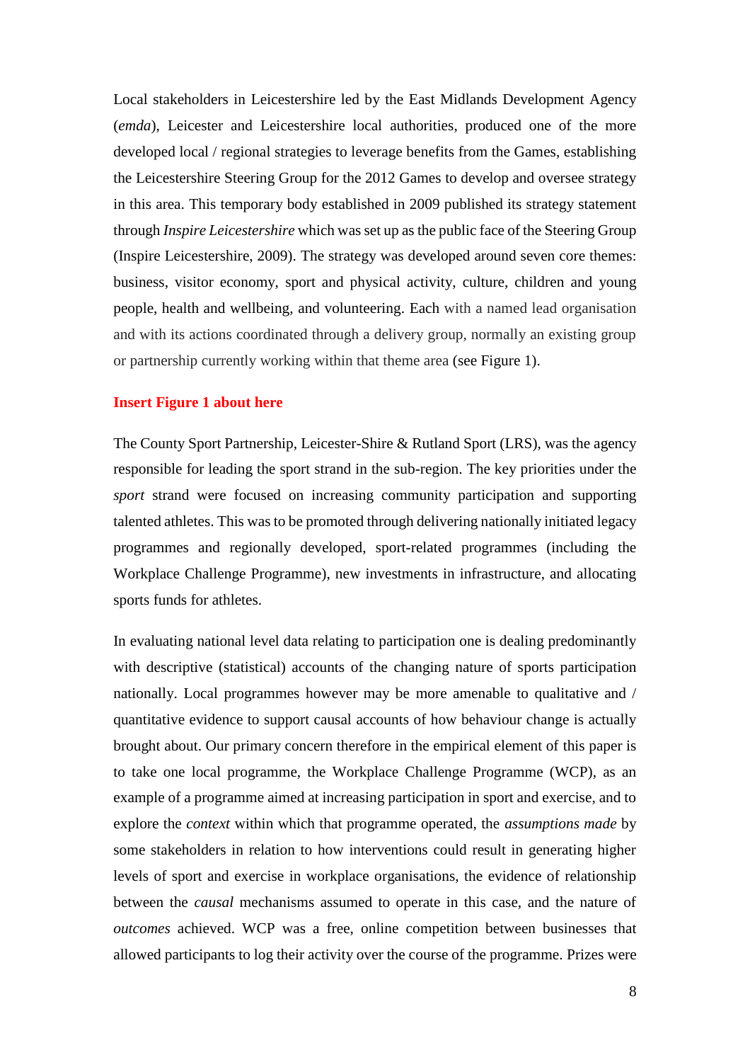Local stakeholders in Leicestershire led by the East Midlands Development Agency (*emda*), Leicester and Leicestershire local authorities, produced one of the more developed local / regional strategies to leverage benefits from the Games, establishing the Leicestershire Steering Group for the 2012 Games to develop and oversee strategy in this area. This temporary body established in 2009 published its strategy statement through *Inspire Leicestershire* which was set up as the public face of the Steering Group (Inspire Leicestershire, 2009). The strategy was developed around seven core themes: business, visitor economy, sport and physical activity, culture, children and young people, health and wellbeing, and volunteering. Each with a named lead organisation and with its actions coordinated through a delivery group, normally an existing group or partnership currently working within that theme area (see Figure 1).

**Insert Figure 1 about here**

The County Sport Partnership, Leicester-Shire & Rutland Sport (LRS), was the agency responsible for leading the sport strand in the sub-region. The key priorities under the *sport* strand were focused on increasing community participation and supporting talented athletes. This was to be promoted through delivering nationally initiated legacy programmes and regionally developed, sport-related programmes (including the Workplace Challenge Programme), new investments in infrastructure, and allocating sports funds for athletes.

In evaluating national level data relating to participation one is dealing predominantly with descriptive (statistical) accounts of the changing nature of sports participation nationally. Local programmes however may be more amenable to qualitative and / quantitative evidence to support causal accounts of how behaviour change is actually brought about. Our primary concern therefore in the empirical element of this paper is to take one local programme, the Workplace Challenge Programme (WCP), as an example of a programme aimed at increasing participation in sport and exercise, and to explore the *context* within which that programme operated, the *assumptions made* by some stakeholders in relation to how interventions could result in generating higher levels of sport and exercise in workplace organisations, the evidence of relationship between the *causal* mechanisms assumed to operate in this case, and the nature of *outcomes* achieved. WCP was a free, online competition between businesses that allowed participants to log their activity over the course of the programme. Prizes were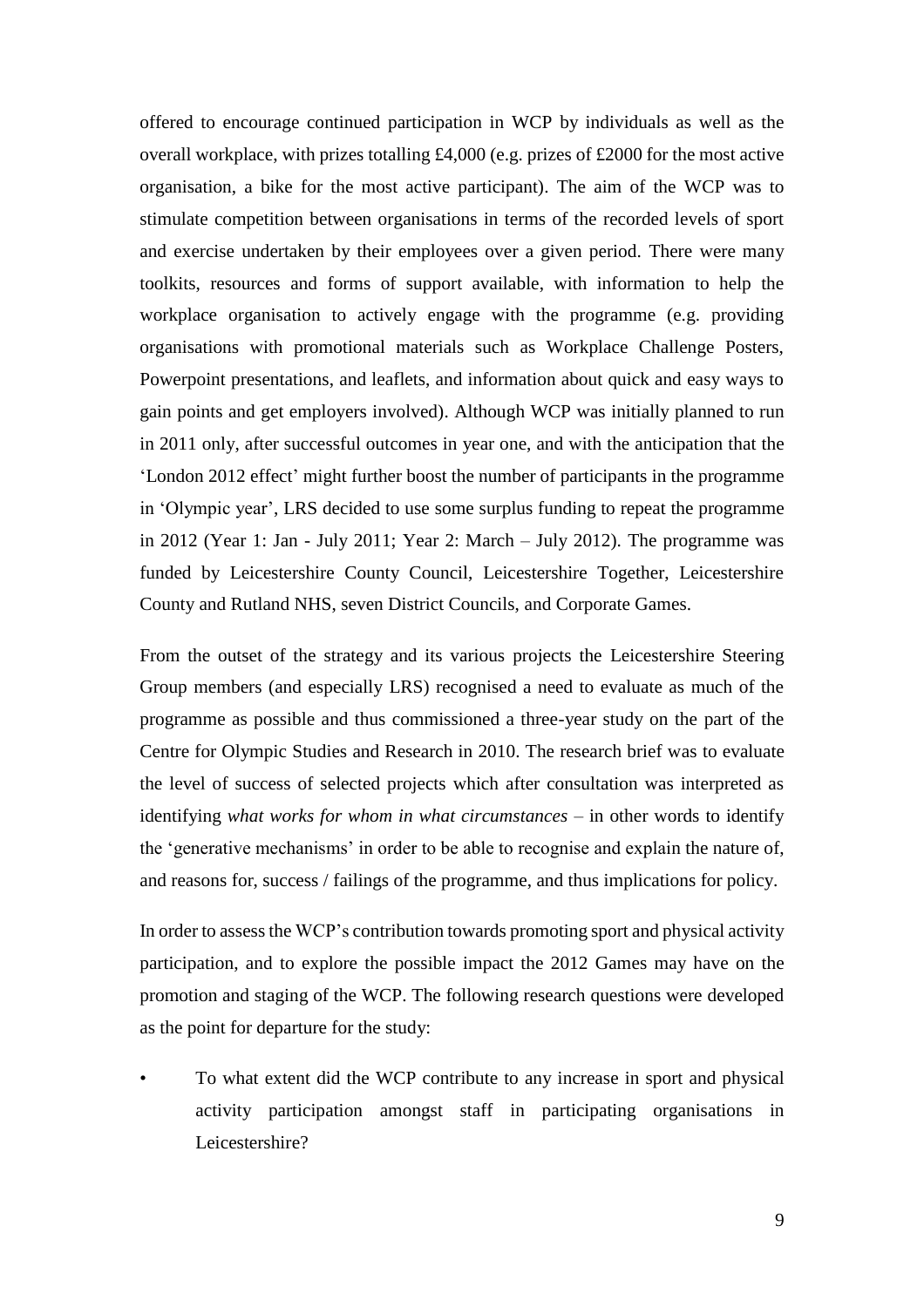offered to encourage continued participation in WCP by individuals as well as the overall workplace, with prizes totalling £4,000 (e.g. prizes of £2000 for the most active organisation, a bike for the most active participant). The aim of the WCP was to stimulate competition between organisations in terms of the recorded levels of sport and exercise undertaken by their employees over a given period. There were many toolkits, resources and forms of support available, with information to help the workplace organisation to actively engage with the programme (e.g. providing organisations with promotional materials such as Workplace Challenge Posters, Powerpoint presentations, and leaflets, and information about quick and easy ways to gain points and get employers involved). Although WCP was initially planned to run in 2011 only, after successful outcomes in year one, and with the anticipation that the 'London 2012 effect' might further boost the number of participants in the programme in 'Olympic year', LRS decided to use some surplus funding to repeat the programme in 2012 (Year 1: Jan - July 2011; Year 2: March – July 2012). The programme was funded by Leicestershire County Council, Leicestershire Together, Leicestershire County and Rutland NHS, seven District Councils, and Corporate Games.

From the outset of the strategy and its various projects the Leicestershire Steering Group members (and especially LRS) recognised a need to evaluate as much of the programme as possible and thus commissioned a three-year study on the part of the Centre for Olympic Studies and Research in 2010. The research brief was to evaluate the level of success of selected projects which after consultation was interpreted as identifying *what works for whom in what circumstances* – in other words to identify the 'generative mechanisms' in order to be able to recognise and explain the nature of, and reasons for, success / failings of the programme, and thus implications for policy.

In order to assess the WCP's contribution towards promoting sport and physical activity participation, and to explore the possible impact the 2012 Games may have on the promotion and staging of the WCP. The following research questions were developed as the point for departure for the study:

- To what extent did the WCP contribute to any increase in sport and physical activity participation amongst staff in participating organisations in Leicestershire?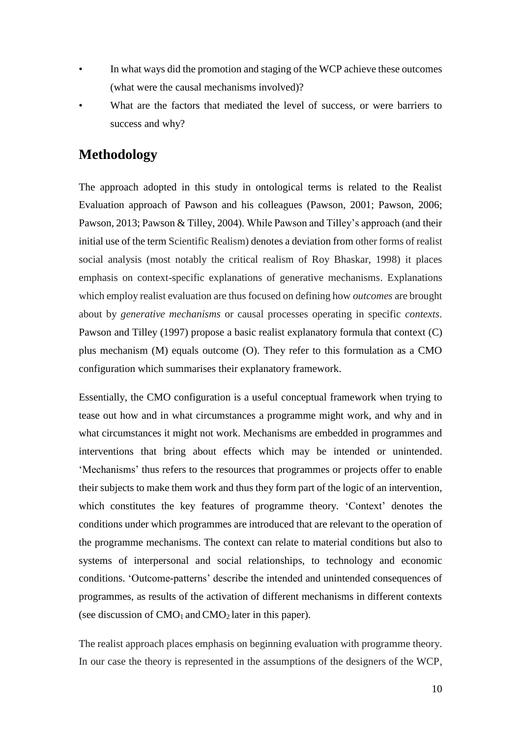- In what ways did the promotion and staging of the WCP achieve these outcomes (what were the causal mechanisms involved)?
- What are the factors that mediated the level of success, or were barriers to success and why?

## Methodology

The approach adopted in this study in ontological terms is related to the Realist Evaluation approach of Pawson and his colleagues (Pawson, 2001; Pawson, 2006; Pawson, 2013; Pawson & Tilley, 2004). While Pawson and Tilley's approach (and their initial use of the term Scientific Realism) denotes a deviation from other forms of realist social analysis (most notably the critical realism of Roy Bhaskar, 1998) it places emphasis on context-specific explanations of generative mechanisms. Explanations which employ realist evaluation are thus focused on defining how *outcomes* are brought about by *generative mechanisms* or causal processes operating in specific *contexts*. Pawson and Tilley (1997) propose a basic realist explanatory formula that context (C) plus mechanism (M) equals outcome (O). They refer to this formulation as a CMO configuration which summarises their explanatory framework.

Essentially, the CMO configuration is a useful conceptual framework when trying to tease out how and in what circumstances a programme might work, and why and in what circumstances it might not work. Mechanisms are embedded in programmes and interventions that bring about effects which may be intended or unintended. 'Mechanisms' thus refers to the resources that programmes or projects offer to enable their subjects to make them work and thus they form part of the logic of an intervention, which constitutes the key features of programme theory. 'Context' denotes the conditions under which programmes are introduced that are relevant to the operation of the programme mechanisms. The context can relate to material conditions but also to systems of interpersonal and social relationships, to technology and economic conditions. 'Outcome-patterns' describe the intended and unintended consequences of programmes, as results of the activation of different mechanisms in different contexts (see discussion of $CMO_1$ and $CMO_2$ later in this paper).

The realist approach places emphasis on beginning evaluation with programme theory. In our case the theory is represented in the assumptions of the designers of the WCP,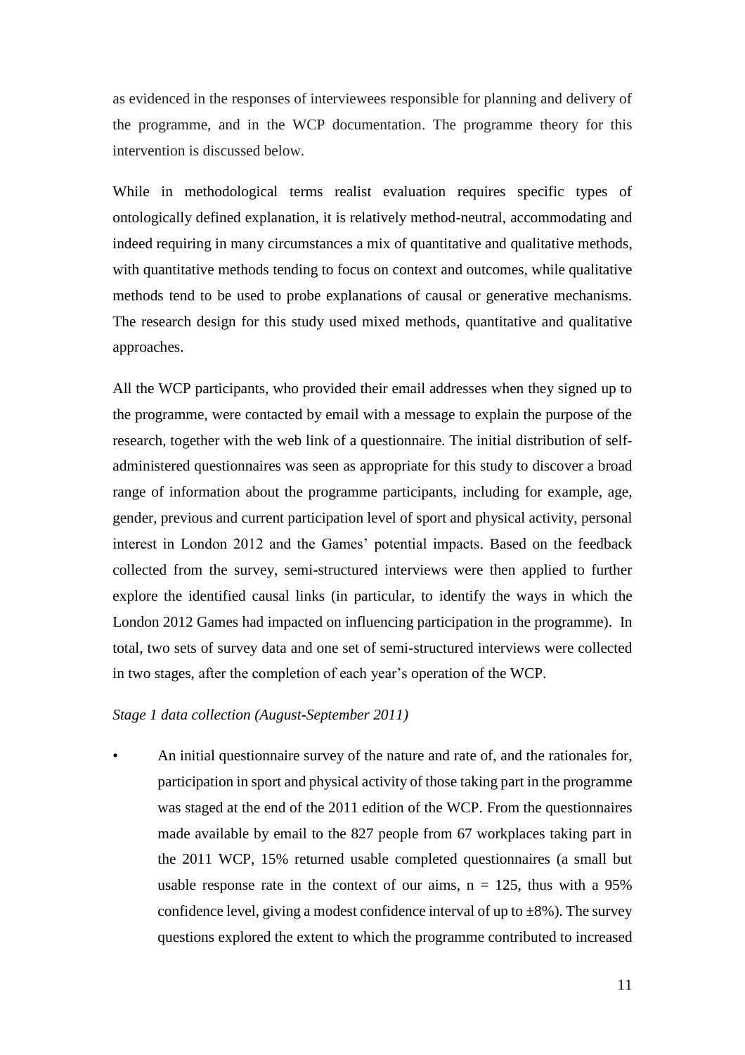as evidenced in the responses of interviewees responsible for planning and delivery of the programme, and in the WCP documentation. The programme theory for this intervention is discussed below.

While in methodological terms realist evaluation requires specific types of ontologically defined explanation, it is relatively method-neutral, accommodating and indeed requiring in many circumstances a mix of quantitative and qualitative methods, with quantitative methods tending to focus on context and outcomes, while qualitative methods tend to be used to probe explanations of causal or generative mechanisms. The research design for this study used mixed methods, quantitative and qualitative approaches.

All the WCP participants, who provided their email addresses when they signed up to the programme, were contacted by email with a message to explain the purpose of the research, together with the web link of a questionnaire. The initial distribution of self-administered questionnaires was seen as appropriate for this study to discover a broad range of information about the programme participants, including for example, age, gender, previous and current participation level of sport and physical activity, personal interest in London 2012 and the Games' potential impacts. Based on the feedback collected from the survey, semi-structured interviews were then applied to further explore the identified causal links (in particular, to identify the ways in which the London 2012 Games had impacted on influencing participation in the programme). In total, two sets of survey data and one set of semi-structured interviews were collected in two stages, after the completion of each year's operation of the WCP.

*Stage 1 data collection (August-September 2011)*

- An initial questionnaire survey of the nature and rate of, and the rationales for, participation in sport and physical activity of those taking part in the programme was staged at the end of the 2011 edition of the WCP. From the questionnaires made available by email to the 827 people from 67 workplaces taking part in the 2011 WCP, 15% returned usable completed questionnaires (a small but usable response rate in the context of our aims, $n = 125$, thus with a 95% confidence level, giving a modest confidence interval of up to ±8%). The survey questions explored the extent to which the programme contributed to increased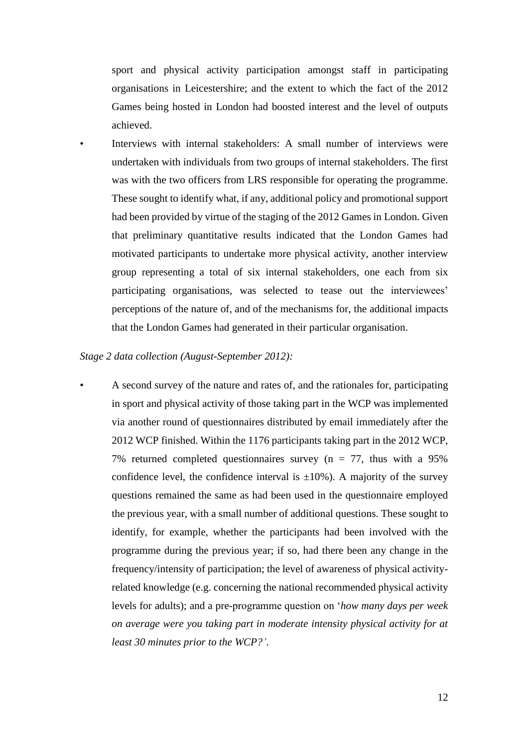sport and physical activity participation amongst staff in participating organisations in Leicestershire; and the extent to which the fact of the 2012 Games being hosted in London had boosted interest and the level of outputs achieved.

- Interviews with internal stakeholders: A small number of interviews were undertaken with individuals from two groups of internal stakeholders. The first was with the two officers from LRS responsible for operating the programme. These sought to identify what, if any, additional policy and promotional support had been provided by virtue of the staging of the 2012 Games in London. Given that preliminary quantitative results indicated that the London Games had motivated participants to undertake more physical activity, another interview group representing a total of six internal stakeholders, one each from six participating organisations, was selected to tease out the interviewees' perceptions of the nature of, and of the mechanisms for, the additional impacts that the London Games had generated in their particular organisation.

*Stage 2 data collection (August-September 2012):*

- A second survey of the nature and rates of, and the rationales for, participating in sport and physical activity of those taking part in the WCP was implemented via another round of questionnaires distributed by email immediately after the 2012 WCP finished. Within the 1176 participants taking part in the 2012 WCP, 7% returned completed questionnaires survey ($n = 77$, thus with a 95% confidence level, the confidence interval is $\pm 10\%$). A majority of the survey questions remained the same as had been used in the questionnaire employed the previous year, with a small number of additional questions. These sought to identify, for example, whether the participants had been involved with the programme during the previous year; if so, had there been any change in the frequency/intensity of participation; the level of awareness of physical activity-related knowledge (e.g. concerning the national recommended physical activity levels for adults); and a pre-programme question on '*how many days per week on average were you taking part in moderate intensity physical activity for at least 30 minutes prior to the WCP?*'.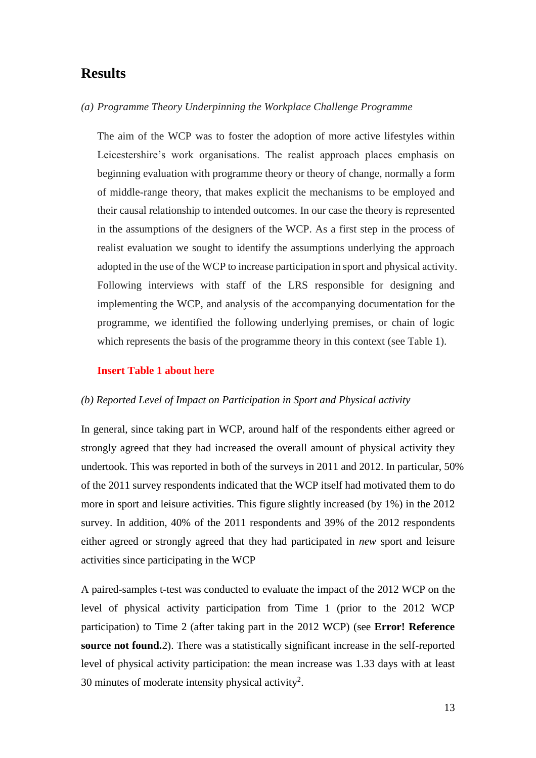## Results

*(a) Programme Theory Underpinning the Workplace Challenge Programme*

The aim of the WCP was to foster the adoption of more active lifestyles within Leicestershire's work organisations. The realist approach places emphasis on beginning evaluation with programme theory or theory of change, normally a form of middle-range theory, that makes explicit the mechanisms to be employed and their causal relationship to intended outcomes. In our case the theory is represented in the assumptions of the designers of the WCP. As a first step in the process of realist evaluation we sought to identify the assumptions underlying the approach adopted in the use of the WCP to increase participation in sport and physical activity. Following interviews with staff of the LRS responsible for designing and implementing the WCP, and analysis of the accompanying documentation for the programme, we identified the following underlying premises, or chain of logic which represents the basis of the programme theory in this context (see Table 1).

**Insert Table 1 about here**

*(b) Reported Level of Impact on Participation in Sport and Physical activity*

In general, since taking part in WCP, around half of the respondents either agreed or strongly agreed that they had increased the overall amount of physical activity they undertook. This was reported in both of the surveys in 2011 and 2012. In particular, 50% of the 2011 survey respondents indicated that the WCP itself had motivated them to do more in sport and leisure activities. This figure slightly increased (by 1%) in the 2012 survey. In addition, 40% of the 2011 respondents and 39% of the 2012 respondents either agreed or strongly agreed that they had participated in *new* sport and leisure activities since participating in the WCP

A paired-samples t-test was conducted to evaluate the impact of the 2012 WCP on the level of physical activity participation from Time 1 (prior to the 2012 WCP participation) to Time 2 (after taking part in the 2012 WCP) (see **Error! Reference source not found.**2). There was a statistically significant increase in the self-reported level of physical activity participation: the mean increase was 1.33 days with at least 30 minutes of moderate intensity physical activity[2].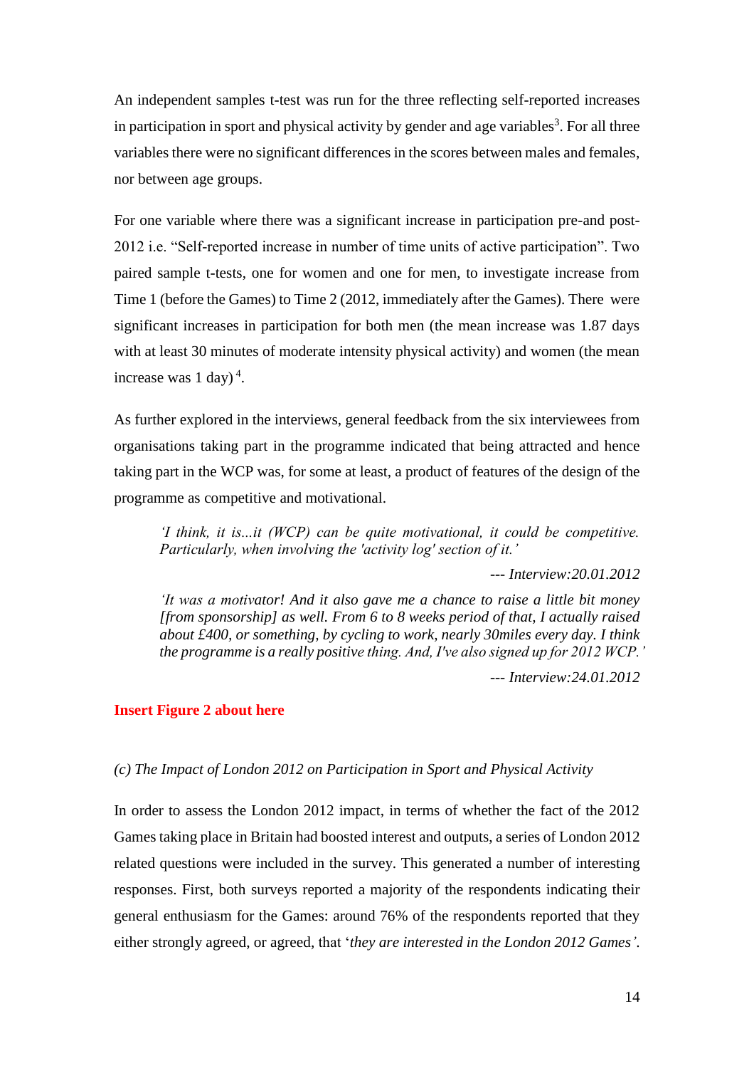An independent samples t-test was run for the three reflecting self-reported increases in participation in sport and physical activity by gender and age variables[3]. For all three variables there were no significant differences in the scores between males and females, nor between age groups.

For one variable where there was a significant increase in participation pre-and post-2012 i.e. "Self-reported increase in number of time units of active participation". Two paired sample t-tests, one for women and one for men, to investigate increase from Time 1 (before the Games) to Time 2 (2012, immediately after the Games). There were significant increases in participation for both men (the mean increase was 1.87 days with at least 30 minutes of moderate intensity physical activity) and women (the mean increase was 1 day)[4].

As further explored in the interviews, general feedback from the six interviewees from organisations taking part in the programme indicated that being attracted and hence taking part in the WCP was, for some at least, a product of features of the design of the programme as competitive and motivational.

> *'I think, it is...it (WCP) can be quite motivational, it could be competitive. Particularly, when involving the 'activity log' section of it.'*
>
> --- *Interview:20.01.2012*
>
> *'It was a motivator! And it also gave me a chance to raise a little bit money [from sponsorship] as well. From 6 to 8 weeks period of that, I actually raised about £400, or something, by cycling to work, nearly 30miles every day. I think the programme is a really positive thing. And, I've also signed up for 2012 WCP.'*
>
> --- *Interview:24.01.2012*

**Insert Figure 2 about here**

*(c) The Impact of London 2012 on Participation in Sport and Physical Activity*

In order to assess the London 2012 impact, in terms of whether the fact of the 2012 Games taking place in Britain had boosted interest and outputs, a series of London 2012 related questions were included in the survey. This generated a number of interesting responses. First, both surveys reported a majority of the respondents indicating their general enthusiasm for the Games: around 76% of the respondents reported that they either strongly agreed, or agreed, that '*they are interested in the London 2012 Games'*.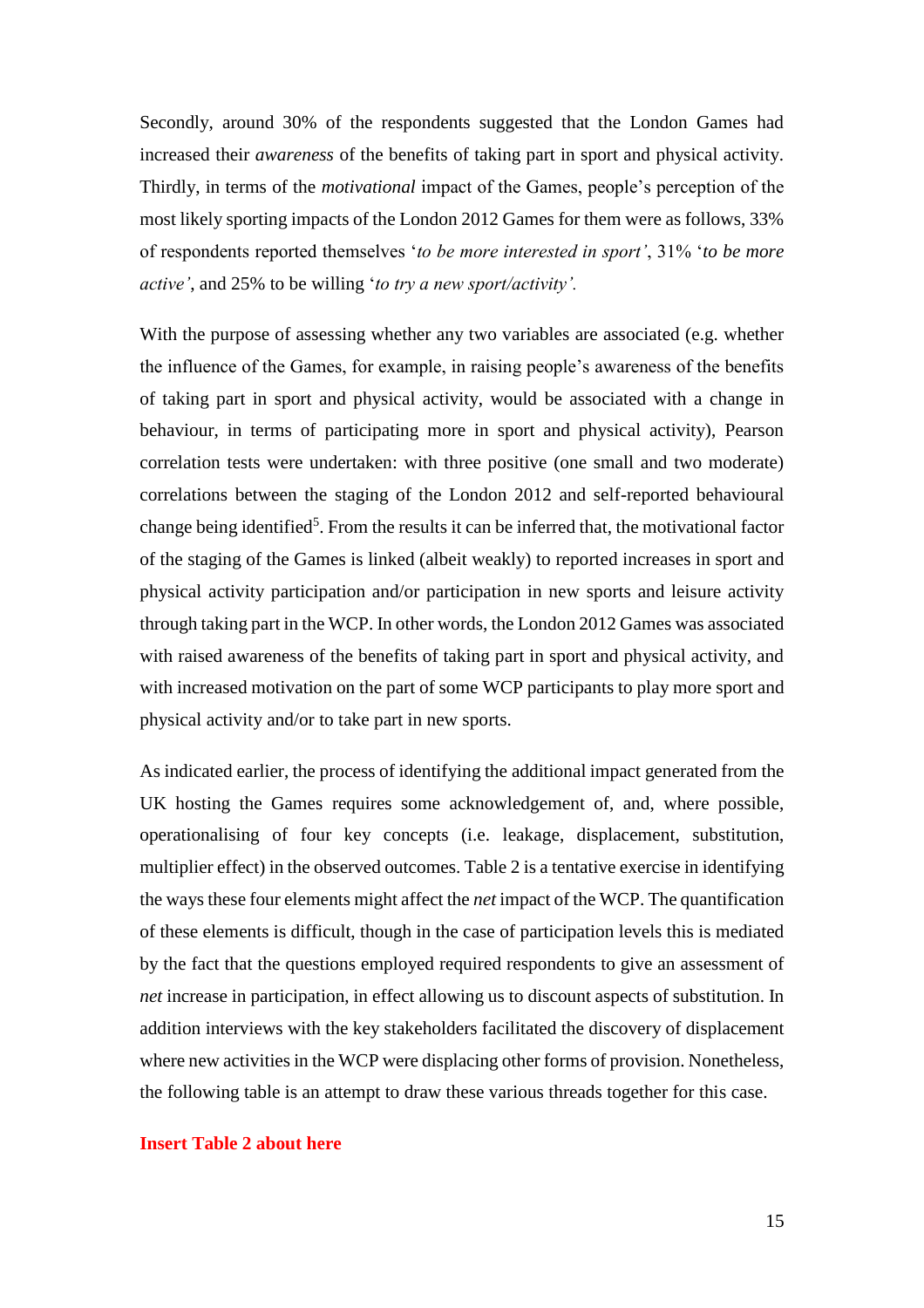Secondly, around 30% of the respondents suggested that the London Games had increased their *awareness* of the benefits of taking part in sport and physical activity. Thirdly, in terms of the *motivational* impact of the Games, people's perception of the most likely sporting impacts of the London 2012 Games for them were as follows, 33% of respondents reported themselves '*to be more interested in sport'*, 31% '*to be more active'*, and 25% to be willing '*to try a new sport/activity'.*

With the purpose of assessing whether any two variables are associated (e.g. whether the influence of the Games, for example, in raising people's awareness of the benefits of taking part in sport and physical activity, would be associated with a change in behaviour, in terms of participating more in sport and physical activity), Pearson correlation tests were undertaken: with three positive (one small and two moderate) correlations between the staging of the London 2012 and self-reported behavioural change being identified[5]. From the results it can be inferred that, the motivational factor of the staging of the Games is linked (albeit weakly) to reported increases in sport and physical activity participation and/or participation in new sports and leisure activity through taking part in the WCP. In other words, the London 2012 Games was associated with raised awareness of the benefits of taking part in sport and physical activity, and with increased motivation on the part of some WCP participants to play more sport and physical activity and/or to take part in new sports.

As indicated earlier, the process of identifying the additional impact generated from the UK hosting the Games requires some acknowledgement of, and, where possible, operationalising of four key concepts (i.e. leakage, displacement, substitution, multiplier effect) in the observed outcomes. Table 2 is a tentative exercise in identifying the ways these four elements might affect the *net* impact of the WCP. The quantification of these elements is difficult, though in the case of participation levels this is mediated by the fact that the questions employed required respondents to give an assessment of *net* increase in participation, in effect allowing us to discount aspects of substitution. In addition interviews with the key stakeholders facilitated the discovery of displacement where new activities in the WCP were displacing other forms of provision. Nonetheless, the following table is an attempt to draw these various threads together for this case.

**Insert Table 2 about here**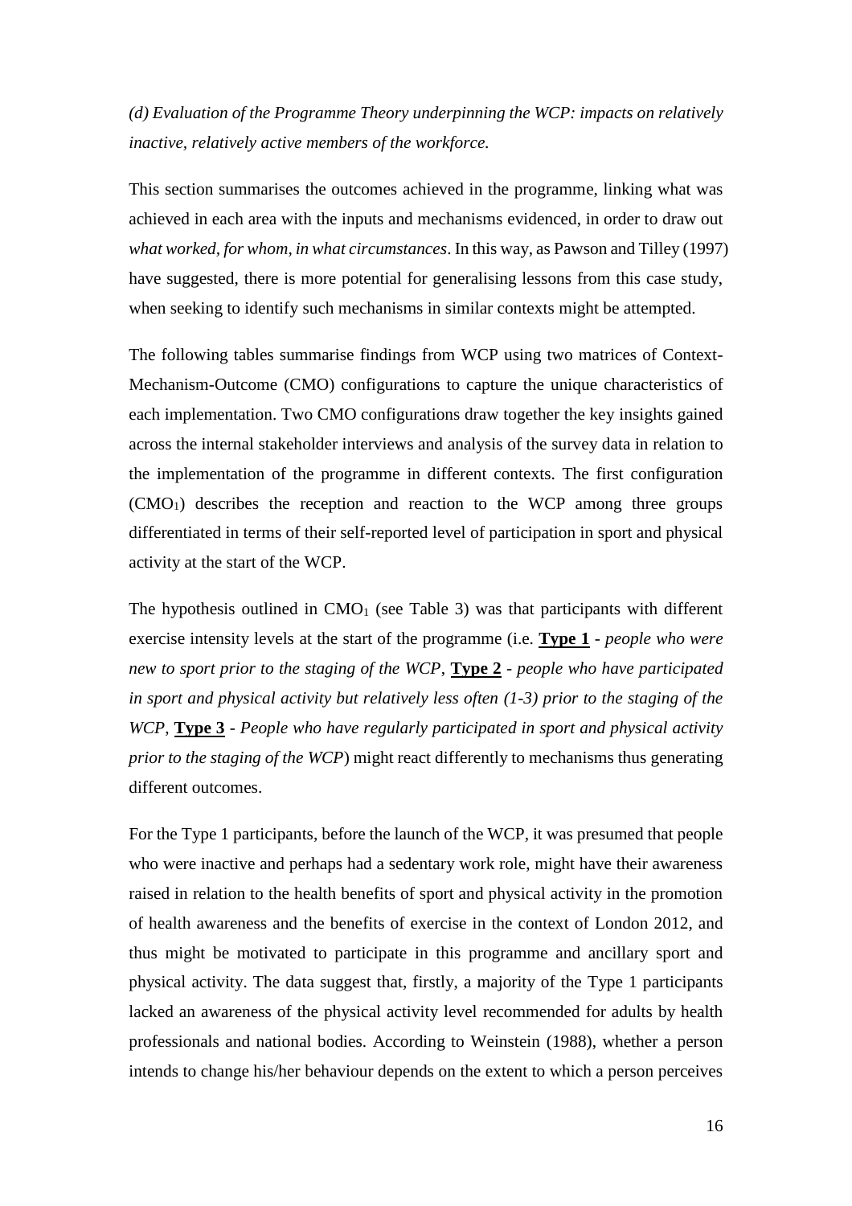*(d) Evaluation of the Programme Theory underpinning the WCP: impacts on relatively inactive, relatively active members of the workforce.*

This section summarises the outcomes achieved in the programme, linking what was achieved in each area with the inputs and mechanisms evidenced, in order to draw out *what worked, for whom, in what circumstances*. In this way, as Pawson and Tilley (1997) have suggested, there is more potential for generalising lessons from this case study, when seeking to identify such mechanisms in similar contexts might be attempted.

The following tables summarise findings from WCP using two matrices of Context-Mechanism-Outcome (CMO) configurations to capture the unique characteristics of each implementation. Two CMO configurations draw together the key insights gained across the internal stakeholder interviews and analysis of the survey data in relation to the implementation of the programme in different contexts. The first configuration ($CMO_1$) describes the reception and reaction to the WCP among three groups differentiated in terms of their self-reported level of participation in sport and physical activity at the start of the WCP.

The hypothesis outlined in $CMO_1$ (see Table 3) was that participants with different exercise intensity levels at the start of the programme (i.e. **Type 1** - *people who were new to sport prior to the staging of the WCP*, **Type 2** - *people who have participated in sport and physical activity but relatively less often (1-3) prior to the staging of the WCP*, **Type 3** - *People who have regularly participated in sport and physical activity prior to the staging of the WCP*) might react differently to mechanisms thus generating different outcomes.

For the Type 1 participants, before the launch of the WCP, it was presumed that people who were inactive and perhaps had a sedentary work role, might have their awareness raised in relation to the health benefits of sport and physical activity in the promotion of health awareness and the benefits of exercise in the context of London 2012, and thus might be motivated to participate in this programme and ancillary sport and physical activity. The data suggest that, firstly, a majority of the Type 1 participants lacked an awareness of the physical activity level recommended for adults by health professionals and national bodies. According to Weinstein (1988), whether a person intends to change his/her behaviour depends on the extent to which a person perceives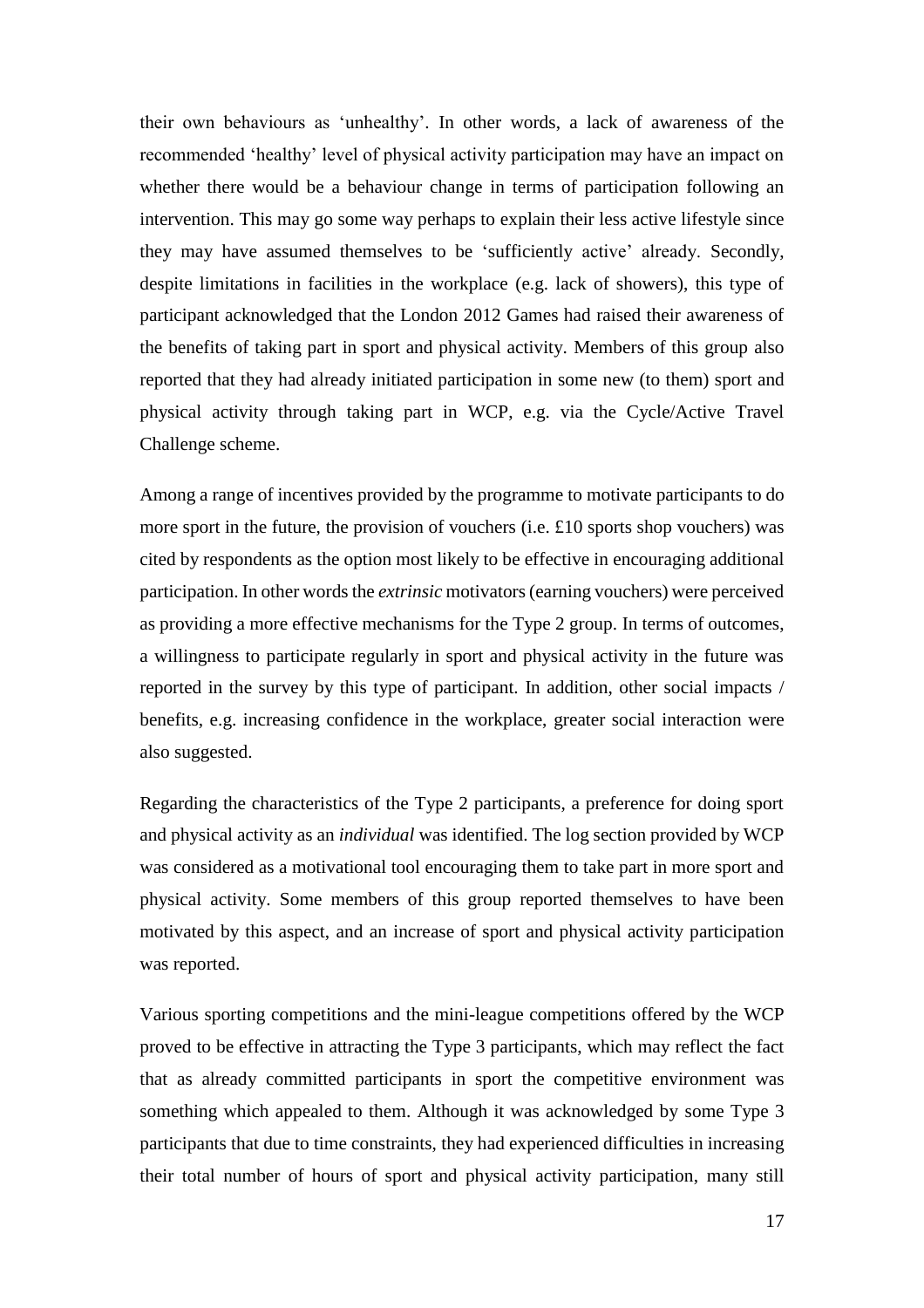their own behaviours as 'unhealthy'. In other words, a lack of awareness of the recommended 'healthy' level of physical activity participation may have an impact on whether there would be a behaviour change in terms of participation following an intervention. This may go some way perhaps to explain their less active lifestyle since they may have assumed themselves to be 'sufficiently active' already. Secondly, despite limitations in facilities in the workplace (e.g. lack of showers), this type of participant acknowledged that the London 2012 Games had raised their awareness of the benefits of taking part in sport and physical activity. Members of this group also reported that they had already initiated participation in some new (to them) sport and physical activity through taking part in WCP, e.g. via the Cycle/Active Travel Challenge scheme.

Among a range of incentives provided by the programme to motivate participants to do more sport in the future, the provision of vouchers (i.e. £10 sports shop vouchers) was cited by respondents as the option most likely to be effective in encouraging additional participation. In other words the *extrinsic* motivators (earning vouchers) were perceived as providing a more effective mechanisms for the Type 2 group. In terms of outcomes, a willingness to participate regularly in sport and physical activity in the future was reported in the survey by this type of participant. In addition, other social impacts / benefits, e.g. increasing confidence in the workplace, greater social interaction were also suggested.

Regarding the characteristics of the Type 2 participants, a preference for doing sport and physical activity as an *individual* was identified. The log section provided by WCP was considered as a motivational tool encouraging them to take part in more sport and physical activity. Some members of this group reported themselves to have been motivated by this aspect, and an increase of sport and physical activity participation was reported.

Various sporting competitions and the mini-league competitions offered by the WCP proved to be effective in attracting the Type 3 participants, which may reflect the fact that as already committed participants in sport the competitive environment was something which appealed to them. Although it was acknowledged by some Type 3 participants that due to time constraints, they had experienced difficulties in increasing their total number of hours of sport and physical activity participation, many still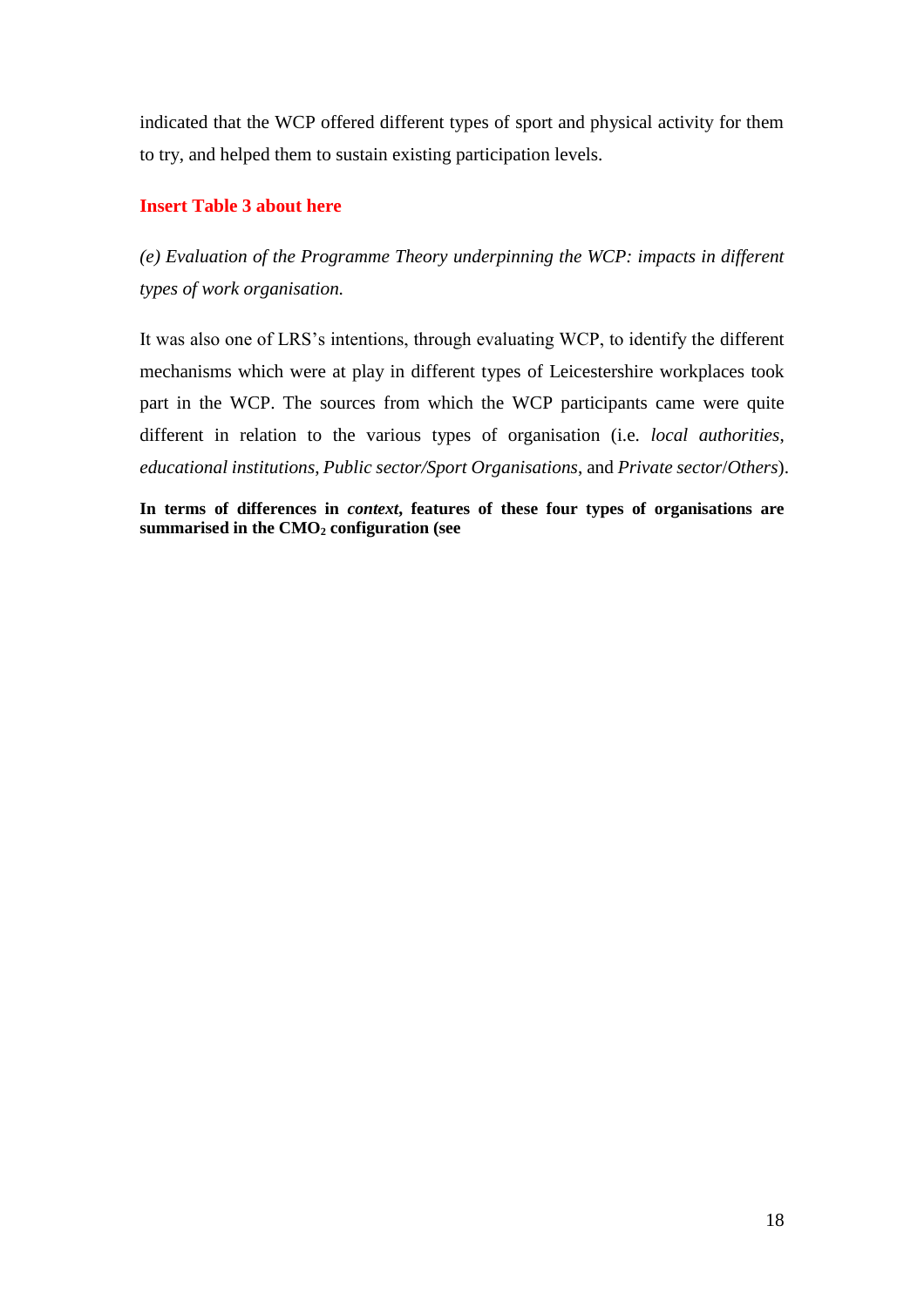indicated that the WCP offered different types of sport and physical activity for them to try, and helped them to sustain existing participation levels.

**Insert Table 3 about here**

*(e) Evaluation of the Programme Theory underpinning the WCP: impacts in different types of work organisation.*

It was also one of LRS's intentions, through evaluating WCP, to identify the different mechanisms which were at play in different types of Leicestershire workplaces took part in the WCP. The sources from which the WCP participants came were quite different in relation to the various types of organisation (i.e. *local authorities*, *educational institutions*, *Public sector/Sport Organisations*, and *Private sector*/*Others*).

**In terms of differences in *context*, features of these four types of organisations are summarised in the $CMO_2$ configuration (see**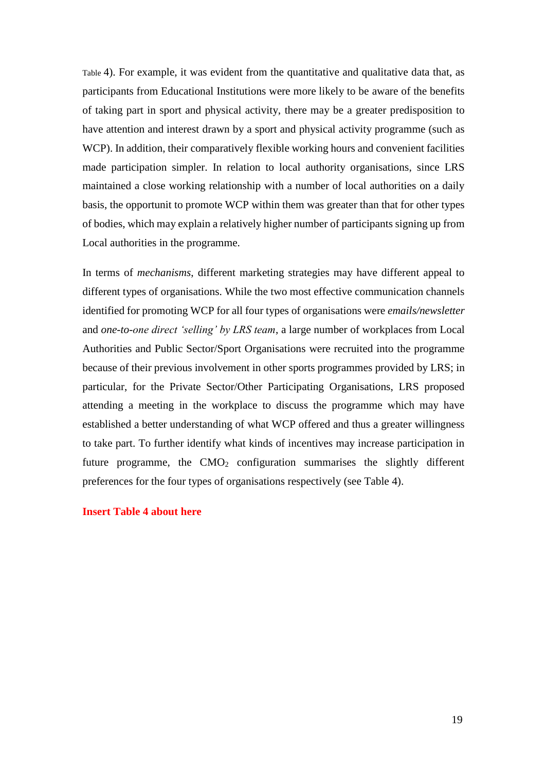Table 4). For example, it was evident from the quantitative and qualitative data that, as participants from Educational Institutions were more likely to be aware of the benefits of taking part in sport and physical activity, there may be a greater predisposition to have attention and interest drawn by a sport and physical activity programme (such as WCP). In addition, their comparatively flexible working hours and convenient facilities made participation simpler. In relation to local authority organisations, since LRS maintained a close working relationship with a number of local authorities on a daily basis, the opportunit to promote WCP within them was greater than that for other types of bodies, which may explain a relatively higher number of participants signing up from Local authorities in the programme.

In terms of *mechanisms*, different marketing strategies may have different appeal to different types of organisations. While the two most effective communication channels identified for promoting WCP for all four types of organisations were *emails/newsletter* and *one-to-one direct 'selling' by LRS team*, a large number of workplaces from Local Authorities and Public Sector/Sport Organisations were recruited into the programme because of their previous involvement in other sports programmes provided by LRS; in particular, for the Private Sector/Other Participating Organisations, LRS proposed attending a meeting in the workplace to discuss the programme which may have established a better understanding of what WCP offered and thus a greater willingness to take part. To further identify what kinds of incentives may increase participation in future programme, the $CMO_2$ configuration summarises the slightly different preferences for the four types of organisations respectively (see Table 4).

**Insert Table 4 about here**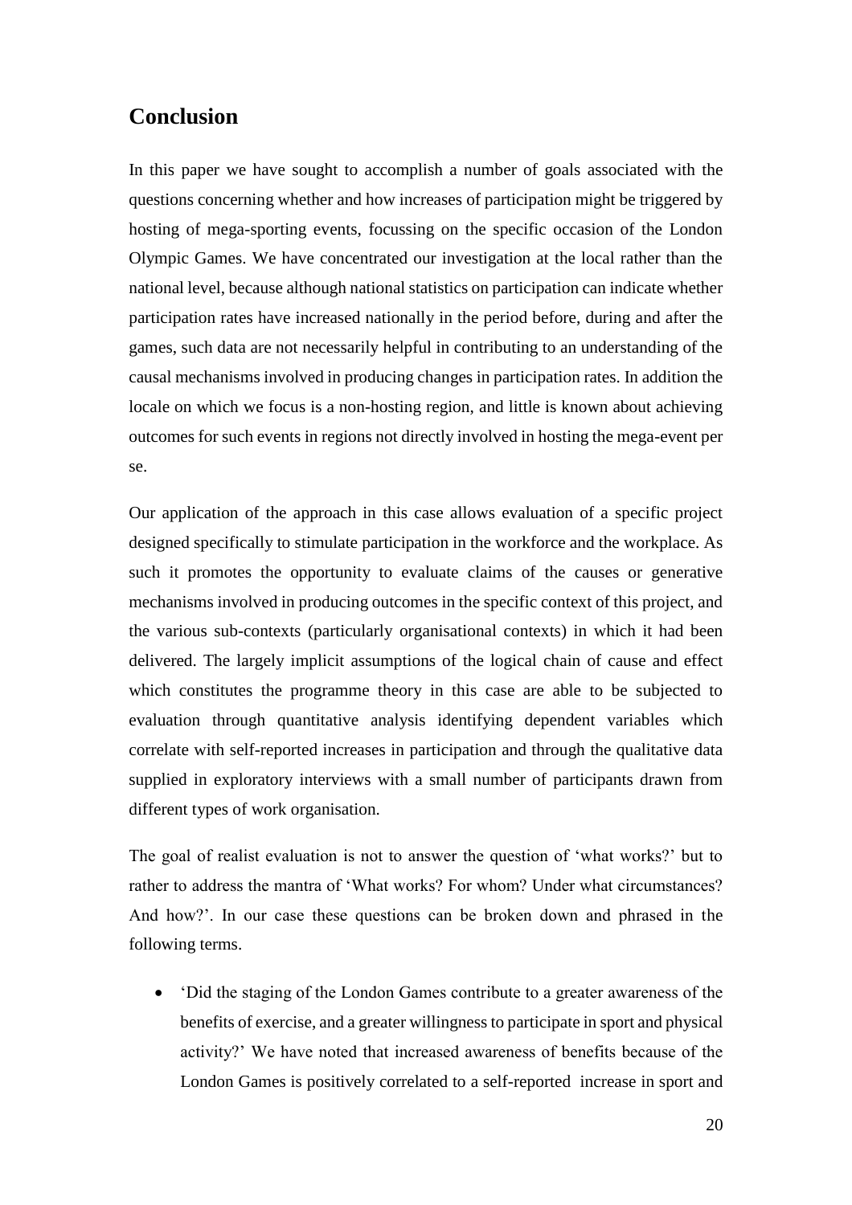## Conclusion

In this paper we have sought to accomplish a number of goals associated with the questions concerning whether and how increases of participation might be triggered by hosting of mega-sporting events, focussing on the specific occasion of the London Olympic Games. We have concentrated our investigation at the local rather than the national level, because although national statistics on participation can indicate whether participation rates have increased nationally in the period before, during and after the games, such data are not necessarily helpful in contributing to an understanding of the causal mechanisms involved in producing changes in participation rates. In addition the locale on which we focus is a non-hosting region, and little is known about achieving outcomes for such events in regions not directly involved in hosting the mega-event per se.

Our application of the approach in this case allows evaluation of a specific project designed specifically to stimulate participation in the workforce and the workplace. As such it promotes the opportunity to evaluate claims of the causes or generative mechanisms involved in producing outcomes in the specific context of this project, and the various sub-contexts (particularly organisational contexts) in which it had been delivered. The largely implicit assumptions of the logical chain of cause and effect which constitutes the programme theory in this case are able to be subjected to evaluation through quantitative analysis identifying dependent variables which correlate with self-reported increases in participation and through the qualitative data supplied in exploratory interviews with a small number of participants drawn from different types of work organisation.

The goal of realist evaluation is not to answer the question of 'what works?' but to rather to address the mantra of 'What works? For whom? Under what circumstances? And how?'. In our case these questions can be broken down and phrased in the following terms.

- 'Did the staging of the London Games contribute to a greater awareness of the benefits of exercise, and a greater willingness to participate in sport and physical activity?' We have noted that increased awareness of benefits because of the London Games is positively correlated to a self-reported increase in sport and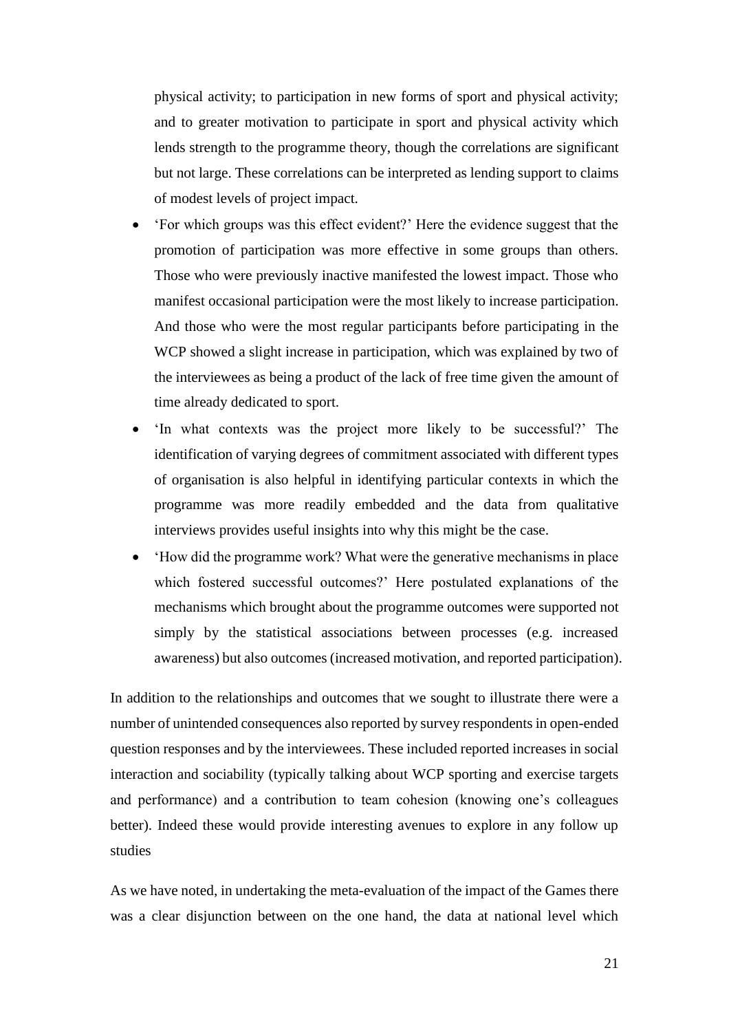physical activity; to participation in new forms of sport and physical activity; and to greater motivation to participate in sport and physical activity which lends strength to the programme theory, though the correlations are significant but not large. These correlations can be interpreted as lending support to claims of modest levels of project impact.

- 'For which groups was this effect evident?' Here the evidence suggest that the promotion of participation was more effective in some groups than others. Those who were previously inactive manifested the lowest impact. Those who manifest occasional participation were the most likely to increase participation. And those who were the most regular participants before participating in the WCP showed a slight increase in participation, which was explained by two of the interviewees as being a product of the lack of free time given the amount of time already dedicated to sport.
- 'In what contexts was the project more likely to be successful?' The identification of varying degrees of commitment associated with different types of organisation is also helpful in identifying particular contexts in which the programme was more readily embedded and the data from qualitative interviews provides useful insights into why this might be the case.
- 'How did the programme work? What were the generative mechanisms in place which fostered successful outcomes?' Here postulated explanations of the mechanisms which brought about the programme outcomes were supported not simply by the statistical associations between processes (e.g. increased awareness) but also outcomes (increased motivation, and reported participation).

In addition to the relationships and outcomes that we sought to illustrate there were a number of unintended consequences also reported by survey respondents in open-ended question responses and by the interviewees. These included reported increases in social interaction and sociability (typically talking about WCP sporting and exercise targets and performance) and a contribution to team cohesion (knowing one's colleagues better). Indeed these would provide interesting avenues to explore in any follow up studies

As we have noted, in undertaking the meta-evaluation of the impact of the Games there was a clear disjunction between on the one hand, the data at national level which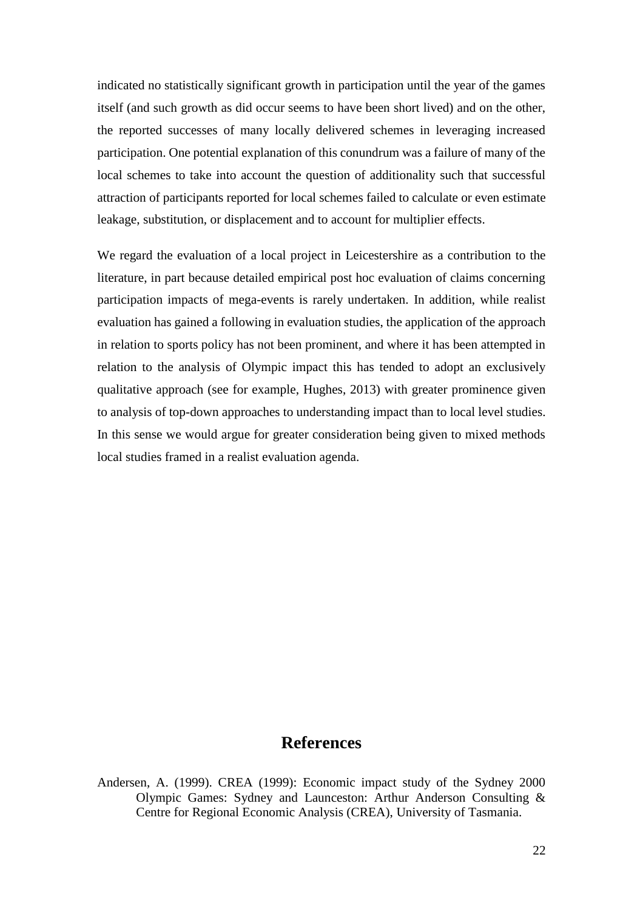indicated no statistically significant growth in participation until the year of the games itself (and such growth as did occur seems to have been short lived) and on the other, the reported successes of many locally delivered schemes in leveraging increased participation. One potential explanation of this conundrum was a failure of many of the local schemes to take into account the question of additionality such that successful attraction of participants reported for local schemes failed to calculate or even estimate leakage, substitution, or displacement and to account for multiplier effects.

We regard the evaluation of a local project in Leicestershire as a contribution to the literature, in part because detailed empirical post hoc evaluation of claims concerning participation impacts of mega-events is rarely undertaken. In addition, while realist evaluation has gained a following in evaluation studies, the application of the approach in relation to sports policy has not been prominent, and where it has been attempted in relation to the analysis of Olympic impact this has tended to adopt an exclusively qualitative approach (see for example, Hughes, 2013) with greater prominence given to analysis of top-down approaches to understanding impact than to local level studies. In this sense we would argue for greater consideration being given to mixed methods local studies framed in a realist evaluation agenda.

# References

Andersen, A. (1999). CREA (1999): Economic impact study of the Sydney 2000 Olympic Games: Sydney and Launceston: Arthur Anderson Consulting & Centre for Regional Economic Analysis (CREA), University of Tasmania.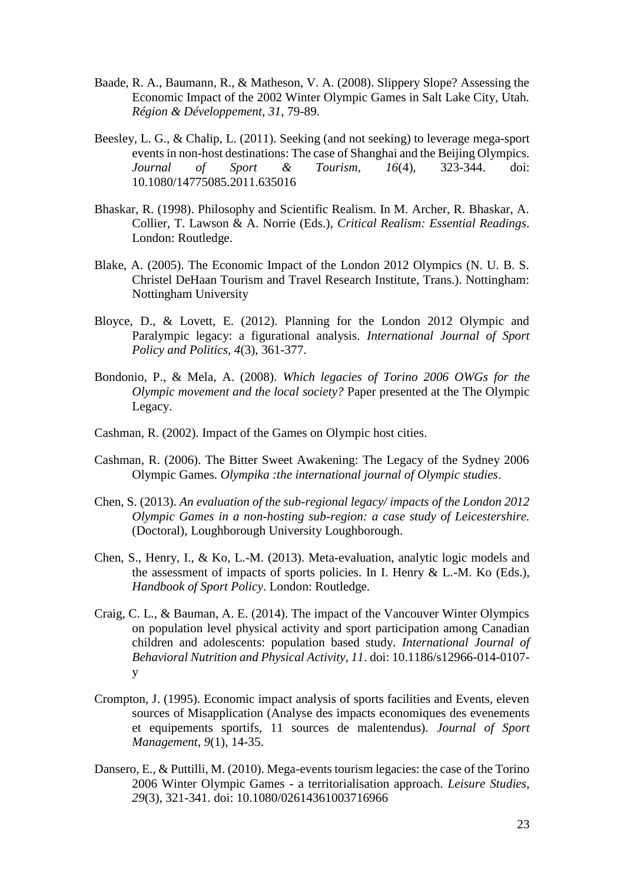Baade, R. A., Baumann, R., & Matheson, V. A. (2008). Slippery Slope? Assessing the Economic Impact of the 2002 Winter Olympic Games in Salt Lake City, Utah. *Région & Développement, 31*, 79-89.

Beesley, L. G., & Chalip, L. (2011). Seeking (and not seeking) to leverage mega-sport events in non-host destinations: The case of Shanghai and the Beijing Olympics. *Journal of Sport & Tourism, 16*(4), 323-344. doi: 10.1080/14775085.2011.635016

Bhaskar, R. (1998). Philosophy and Scientific Realism. In M. Archer, R. Bhaskar, A. Collier, T. Lawson & A. Norrie (Eds.), *Critical Realism: Essential Readings*. London: Routledge.

Blake, A. (2005). The Economic Impact of the London 2012 Olympics (N. U. B. S. Christel DeHaan Tourism and Travel Research Institute, Trans.). Nottingham: Nottingham University

Bloyce, D., & Lovett, E. (2012). Planning for the London 2012 Olympic and Paralympic legacy: a figurational analysis. *International Journal of Sport Policy and Politics, 4*(3), 361-377.

Bondonio, P., & Mela, A. (2008). *Which legacies of Torino 2006 OWGs for the Olympic movement and the local society?* Paper presented at the The Olympic Legacy.

Cashman, R. (2002). Impact of the Games on Olympic host cities.

Cashman, R. (2006). The Bitter Sweet Awakening: The Legacy of the Sydney 2006 Olympic Games. *Olympika :the international journal of Olympic studies*.

Chen, S. (2013). *An evaluation of the sub-regional legacy/ impacts of the London 2012 Olympic Games in a non-hosting sub-region: a case study of Leicestershire.* (Doctoral), Loughborough University Loughborough.

Chen, S., Henry, I., & Ko, L.-M. (2013). Meta-evaluation, analytic logic models and the assessment of impacts of sports policies. In I. Henry & L.-M. Ko (Eds.), *Handbook of Sport Policy*. London: Routledge.

Craig, C. L., & Bauman, A. E. (2014). The impact of the Vancouver Winter Olympics on population level physical activity and sport participation among Canadian children and adolescents: population based study. *International Journal of Behavioral Nutrition and Physical Activity, 11*. doi: 10.1186/s12966-014-0107-y

Crompton, J. (1995). Economic impact analysis of sports facilities and Events, eleven sources of Misapplication (Analyse des impacts economiques des evenements et equipements sportifs, 11 sources de malentendus). *Journal of Sport Management, 9*(1), 14-35.

Dansero, E., & Puttilli, M. (2010). Mega-events tourism legacies: the case of the Torino 2006 Winter Olympic Games - a territorialisation approach. *Leisure Studies, 29*(3), 321-341. doi: 10.1080/02614361003716966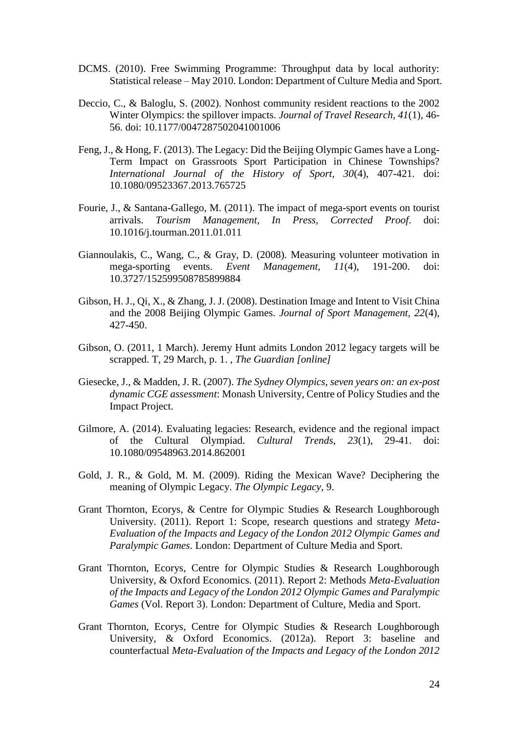DCMS. (2010). Free Swimming Programme: Throughput data by local authority: Statistical release – May 2010. London: Department of Culture Media and Sport.

Deccio, C., & Baloglu, S. (2002). Nonhost community resident reactions to the 2002 Winter Olympics: the spillover impacts. *Journal of Travel Research, 41*(1), 46-56. doi: 10.1177/0047287502041001006

Feng, J., & Hong, F. (2013). The Legacy: Did the Beijing Olympic Games have a Long-Term Impact on Grassroots Sport Participation in Chinese Townships? *International Journal of the History of Sport, 30*(4), 407-421. doi: 10.1080/09523367.2013.765725

Fourie, J., & Santana-Gallego, M. (2011). The impact of mega-sport events on tourist arrivals. *Tourism Management, In Press, Corrected Proof*. doi: 10.1016/j.tourman.2011.01.011

Giannoulakis, C., Wang, C., & Gray, D. (2008). Measuring volunteer motivation in mega-sporting events. *Event Management, 11*(4), 191-200. doi: 10.3727/152599508785899884

Gibson, H. J., Qi, X., & Zhang, J. J. (2008). Destination Image and Intent to Visit China and the 2008 Beijing Olympic Games. *Journal of Sport Management, 22*(4), 427-450.

Gibson, O. (2011, 1 March). Jeremy Hunt admits London 2012 legacy targets will be scrapped. T, 29 March, p. 1. , *The Guardian [online]*

Giesecke, J., & Madden, J. R. (2007). *The Sydney Olympics, seven years on: an ex-post dynamic CGE assessment*: Monash University, Centre of Policy Studies and the Impact Project.

Gilmore, A. (2014). Evaluating legacies: Research, evidence and the regional impact of the Cultural Olympiad. *Cultural Trends, 23*(1), 29-41. doi: 10.1080/09548963.2014.862001

Gold, J. R., & Gold, M. M. (2009). Riding the Mexican Wave? Deciphering the meaning of Olympic Legacy. *The Olympic Legacy*, 9.

Grant Thornton, Ecorys, & Centre for Olympic Studies & Research Loughborough University. (2011). Report 1: Scope, research questions and strategy *Meta-Evaluation of the Impacts and Legacy of the London 2012 Olympic Games and Paralympic Games*. London: Department of Culture Media and Sport.

Grant Thornton, Ecorys, Centre for Olympic Studies & Research Loughborough University, & Oxford Economics. (2011). Report 2: Methods *Meta-Evaluation of the Impacts and Legacy of the London 2012 Olympic Games and Paralympic Games* (Vol. Report 3). London: Department of Culture, Media and Sport.

Grant Thornton, Ecorys, Centre for Olympic Studies & Research Loughborough University, & Oxford Economics. (2012a). Report 3: baseline and counterfactual *Meta-Evaluation of the Impacts and Legacy of the London 2012*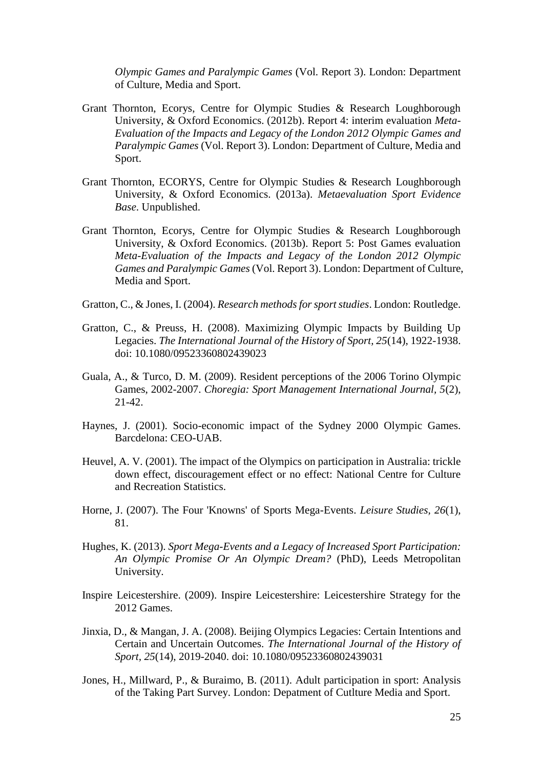*Olympic Games and Paralympic Games* (Vol. Report 3). London: Department of Culture, Media and Sport.

Grant Thornton, Ecorys, Centre for Olympic Studies & Research Loughborough University, & Oxford Economics. (2012b). Report 4: interim evaluation *Meta-Evaluation of the Impacts and Legacy of the London 2012 Olympic Games and Paralympic Games* (Vol. Report 3). London: Department of Culture, Media and Sport.

Grant Thornton, ECORYS, Centre for Olympic Studies & Research Loughborough University, & Oxford Economics. (2013a). *Metaevaluation Sport Evidence Base*. Unpublished.

Grant Thornton, Ecorys, Centre for Olympic Studies & Research Loughborough University, & Oxford Economics. (2013b). Report 5: Post Games evaluation *Meta-Evaluation of the Impacts and Legacy of the London 2012 Olympic Games and Paralympic Games* (Vol. Report 3). London: Department of Culture, Media and Sport.

Gratton, C., & Jones, I. (2004). *Research methods for sport studies*. London: Routledge.

Gratton, C., & Preuss, H. (2008). Maximizing Olympic Impacts by Building Up Legacies. *The International Journal of the History of Sport, 25*(14), 1922-1938. doi: 10.1080/09523360802439023

Guala, A., & Turco, D. M. (2009). Resident perceptions of the 2006 Torino Olympic Games, 2002-2007. *Choregia: Sport Management International Journal, 5*(2), 21-42.

Haynes, J. (2001). Socio-economic impact of the Sydney 2000 Olympic Games. Barcdelona: CEO-UAB.

Heuvel, A. V. (2001). The impact of the Olympics on participation in Australia: trickle down effect, discouragement effect or no effect: National Centre for Culture and Recreation Statistics.

Horne, J. (2007). The Four 'Knowns' of Sports Mega-Events. *Leisure Studies, 26*(1), 81.

Hughes, K. (2013). *Sport Mega-Events and a Legacy of Increased Sport Participation: An Olympic Promise Or An Olympic Dream?* (PhD), Leeds Metropolitan University.

Inspire Leicestershire. (2009). Inspire Leicestershire: Leicestershire Strategy for the 2012 Games.

Jinxia, D., & Mangan, J. A. (2008). Beijing Olympics Legacies: Certain Intentions and Certain and Uncertain Outcomes. *The International Journal of the History of Sport, 25*(14), 2019-2040. doi: 10.1080/09523360802439031

Jones, H., Millward, P., & Buraimo, B. (2011). Adult participation in sport: Analysis of the Taking Part Survey. London: Depatment of Cutlture Media and Sport.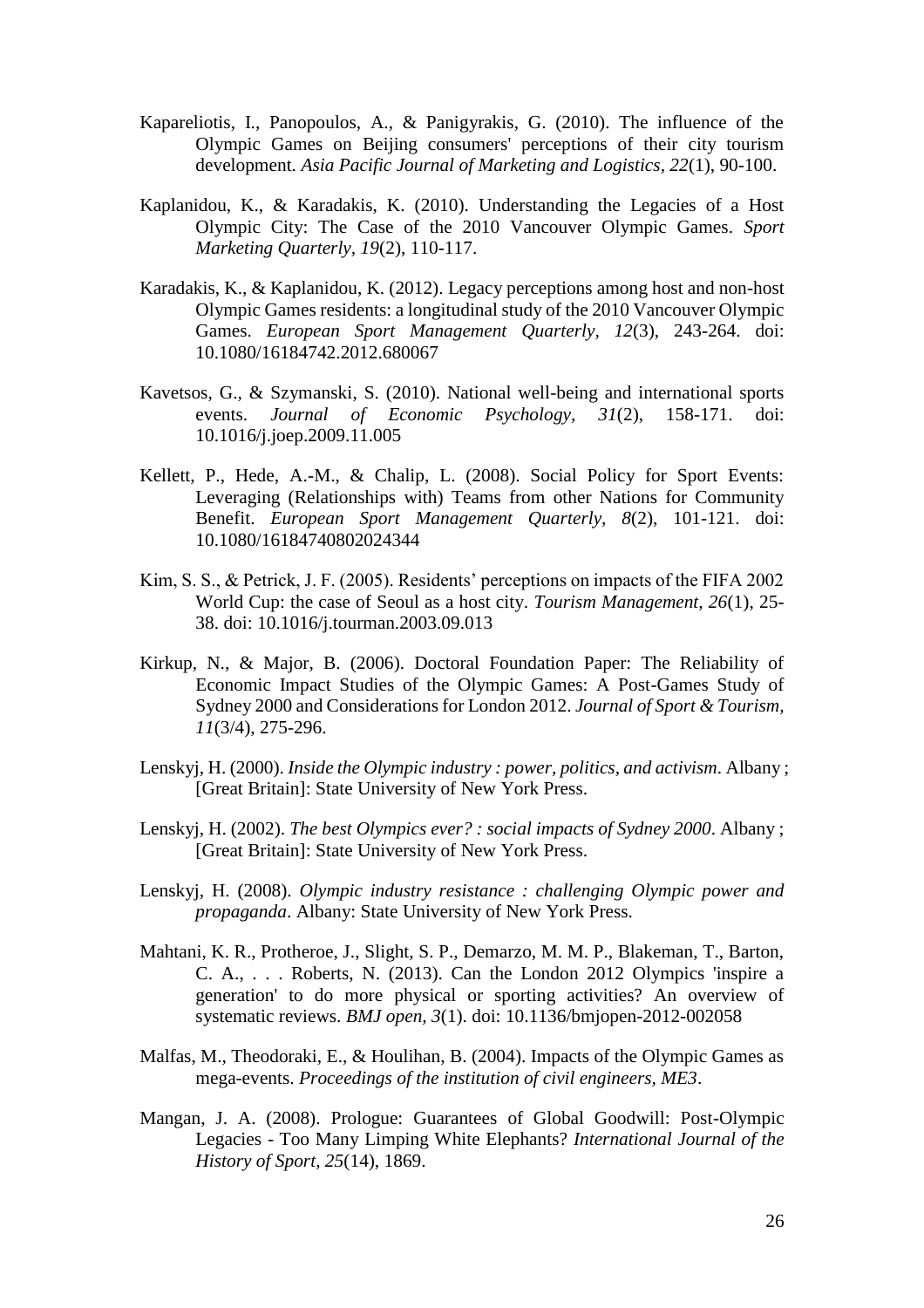Kapareliotis, I., Panopoulos, A., & Panigyrakis, G. (2010). The influence of the Olympic Games on Beijing consumers' perceptions of their city tourism development. *Asia Pacific Journal of Marketing and Logistics, 22*(1), 90-100.

Kaplanidou, K., & Karadakis, K. (2010). Understanding the Legacies of a Host Olympic City: The Case of the 2010 Vancouver Olympic Games. *Sport Marketing Quarterly, 19*(2), 110-117.

Karadakis, K., & Kaplanidou, K. (2012). Legacy perceptions among host and non-host Olympic Games residents: a longitudinal study of the 2010 Vancouver Olympic Games. *European Sport Management Quarterly, 12*(3), 243-264. doi: 10.1080/16184742.2012.680067

Kavetsos, G., & Szymanski, S. (2010). National well-being and international sports events. *Journal of Economic Psychology, 31*(2), 158-171. doi: 10.1016/j.joep.2009.11.005

Kellett, P., Hede, A.-M., & Chalip, L. (2008). Social Policy for Sport Events: Leveraging (Relationships with) Teams from other Nations for Community Benefit. *European Sport Management Quarterly, 8*(2), 101-121. doi: 10.1080/16184740802024344

Kim, S. S., & Petrick, J. F. (2005). Residents' perceptions on impacts of the FIFA 2002 World Cup: the case of Seoul as a host city. *Tourism Management, 26*(1), 25-38. doi: 10.1016/j.tourman.2003.09.013

Kirkup, N., & Major, B. (2006). Doctoral Foundation Paper: The Reliability of Economic Impact Studies of the Olympic Games: A Post-Games Study of Sydney 2000 and Considerations for London 2012. *Journal of Sport & Tourism, 11*(3/4), 275-296.

Lenskyj, H. (2000). *Inside the Olympic industry : power, politics, and activism*. Albany ; [Great Britain]: State University of New York Press.

Lenskyj, H. (2002). *The best Olympics ever? : social impacts of Sydney 2000*. Albany ; [Great Britain]: State University of New York Press.

Lenskyj, H. (2008). *Olympic industry resistance : challenging Olympic power and propaganda*. Albany: State University of New York Press.

Mahtani, K. R., Protheroe, J., Slight, S. P., Demarzo, M. M. P., Blakeman, T., Barton, C. A., . . . Roberts, N. (2013). Can the London 2012 Olympics 'inspire a generation' to do more physical or sporting activities? An overview of systematic reviews. *BMJ open, 3*(1). doi: 10.1136/bmjopen-2012-002058

Malfas, M., Theodoraki, E., & Houlihan, B. (2004). Impacts of the Olympic Games as mega-events. *Proceedings of the institution of civil engineers, ME3*.

Mangan, J. A. (2008). Prologue: Guarantees of Global Goodwill: Post-Olympic Legacies - Too Many Limping White Elephants? *International Journal of the History of Sport, 25*(14), 1869.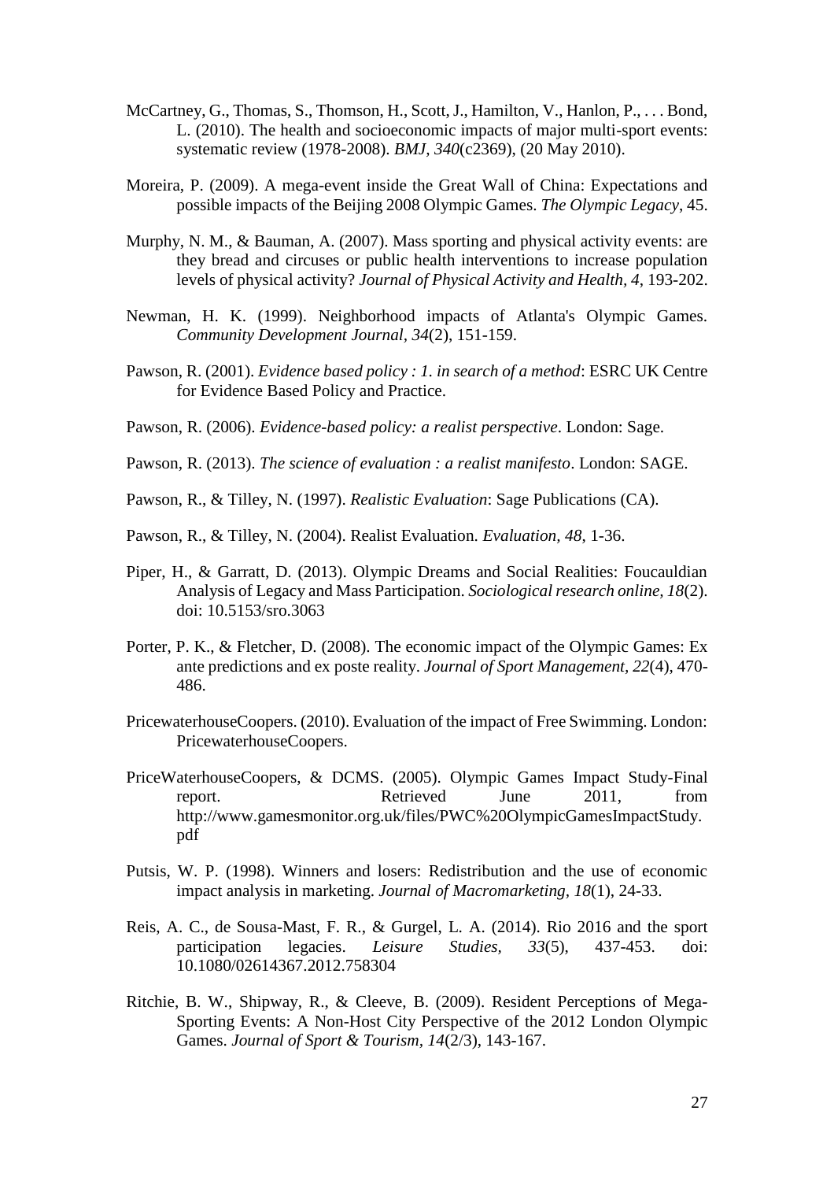McCartney, G., Thomas, S., Thomson, H., Scott, J., Hamilton, V., Hanlon, P., . . . Bond, L. (2010). The health and socioeconomic impacts of major multi-sport events: systematic review (1978-2008). *BMJ, 340*(c2369), (20 May 2010).

Moreira, P. (2009). A mega-event inside the Great Wall of China: Expectations and possible impacts of the Beijing 2008 Olympic Games. *The Olympic Legacy*, 45.

Murphy, N. M., & Bauman, A. (2007). Mass sporting and physical activity events: are they bread and circuses or public health interventions to increase population levels of physical activity? *Journal of Physical Activity and Health, 4*, 193-202.

Newman, H. K. (1999). Neighborhood impacts of Atlanta's Olympic Games. *Community Development Journal, 34*(2), 151-159.

Pawson, R. (2001). *Evidence based policy : 1. in search of a method*: ESRC UK Centre for Evidence Based Policy and Practice.

Pawson, R. (2006). *Evidence-based policy: a realist perspective*. London: Sage.

Pawson, R. (2013). *The science of evaluation : a realist manifesto*. London: SAGE.

Pawson, R., & Tilley, N. (1997). *Realistic Evaluation*: Sage Publications (CA).

Pawson, R., & Tilley, N. (2004). Realist Evaluation. *Evaluation, 48*, 1-36.

Piper, H., & Garratt, D. (2013). Olympic Dreams and Social Realities: Foucauldian Analysis of Legacy and Mass Participation. *Sociological research online, 18*(2). doi: 10.5153/sro.3063

Porter, P. K., & Fletcher, D. (2008). The economic impact of the Olympic Games: Ex ante predictions and ex poste reality. *Journal of Sport Management, 22*(4), 470-486.

PricewaterhouseCoopers. (2010). Evaluation of the impact of Free Swimming. London: PricewaterhouseCoopers.

PriceWaterhouseCoopers, & DCMS. (2005). Olympic Games Impact Study-Final report. Retrieved June 2011, from http://www.gamesmonitor.org.uk/files/PWC%20OlympicGamesImpactStudy.pdf

Putsis, W. P. (1998). Winners and losers: Redistribution and the use of economic impact analysis in marketing. *Journal of Macromarketing, 18*(1), 24-33.

Reis, A. C., de Sousa-Mast, F. R., & Gurgel, L. A. (2014). Rio 2016 and the sport participation legacies. *Leisure Studies, 33*(5), 437-453. doi: 10.1080/02614367.2012.758304

Ritchie, B. W., Shipway, R., & Cleeve, B. (2009). Resident Perceptions of Mega-Sporting Events: A Non-Host City Perspective of the 2012 London Olympic Games. *Journal of Sport & Tourism, 14*(2/3), 143-167.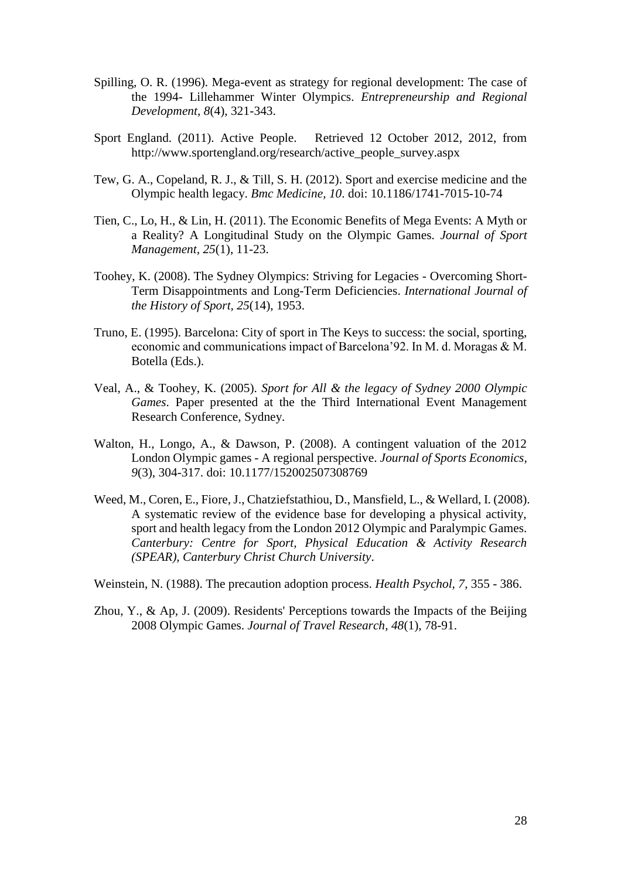Spilling, O. R. (1996). Mega-event as strategy for regional development: The case of the 1994- Lillehammer Winter Olympics. *Entrepreneurship and Regional Development, 8*(4), 321-343.

Sport England. (2011). Active People. Retrieved 12 October 2012, 2012, from http://www.sportengland.org/research/active_people_survey.aspx

Tew, G. A., Copeland, R. J., & Till, S. H. (2012). Sport and exercise medicine and the Olympic health legacy. *Bmc Medicine, 10*. doi: 10.1186/1741-7015-10-74

Tien, C., Lo, H., & Lin, H. (2011). The Economic Benefits of Mega Events: A Myth or a Reality? A Longitudinal Study on the Olympic Games. *Journal of Sport Management, 25*(1), 11-23.

Toohey, K. (2008). The Sydney Olympics: Striving for Legacies - Overcoming Short-Term Disappointments and Long-Term Deficiencies. *International Journal of the History of Sport, 25*(14), 1953.

Truno, E. (1995). Barcelona: City of sport in The Keys to success: the social, sporting, economic and communications impact of Barcelona'92. In M. d. Moragas & M. Botella (Eds.).

Veal, A., & Toohey, K. (2005). *Sport for All & the legacy of Sydney 2000 Olympic Games*. Paper presented at the the Third International Event Management Research Conference, Sydney.

Walton, H., Longo, A., & Dawson, P. (2008). A contingent valuation of the 2012 London Olympic games - A regional perspective. *Journal of Sports Economics, 9*(3), 304-317. doi: 10.1177/152002507308769

Weed, M., Coren, E., Fiore, J., Chatziefstathiou, D., Mansfield, L., & Wellard, I. (2008). A systematic review of the evidence base for developing a physical activity, sport and health legacy from the London 2012 Olympic and Paralympic Games. *Canterbury: Centre for Sport, Physical Education & Activity Research (SPEAR), Canterbury Christ Church University*.

Weinstein, N. (1988). The precaution adoption process. *Health Psychol, 7*, 355 - 386.

Zhou, Y., & Ap, J. (2009). Residents' Perceptions towards the Impacts of the Beijing 2008 Olympic Games. *Journal of Travel Research, 48*(1), 78-91.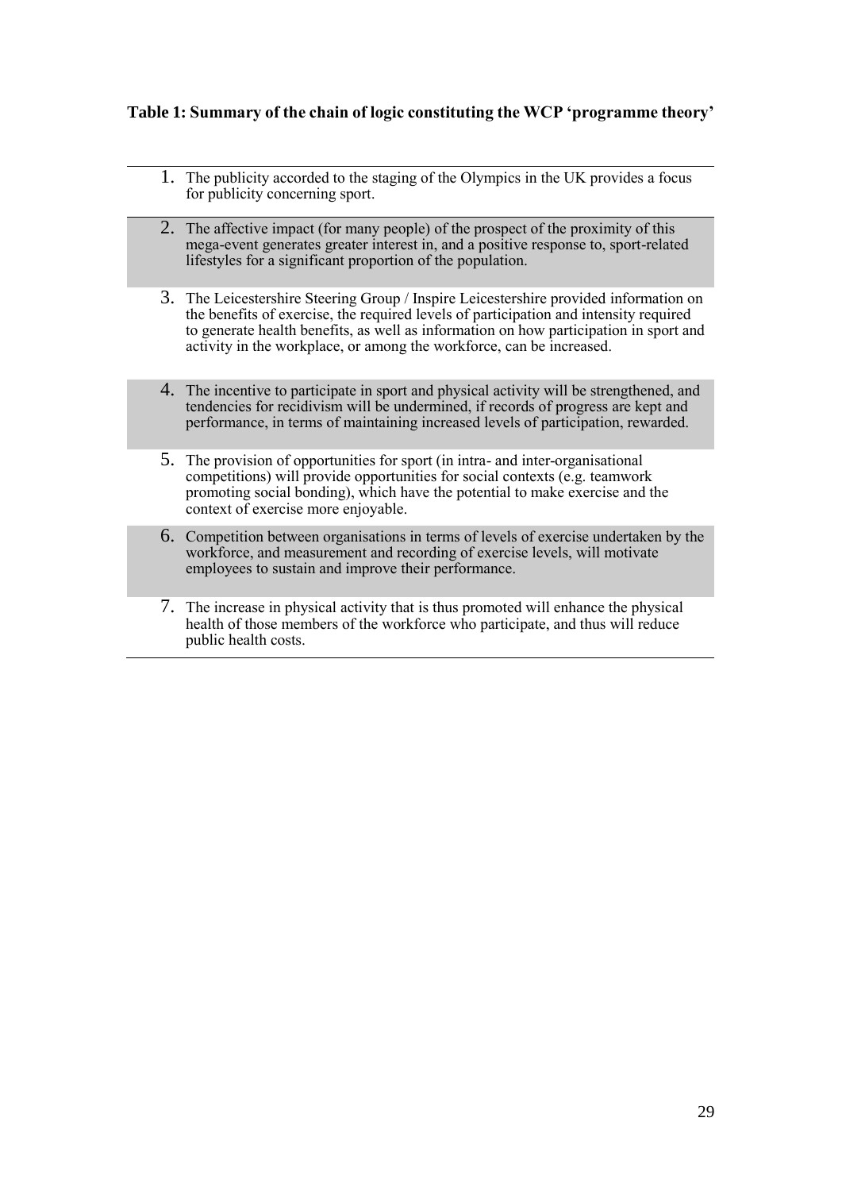**Table 1: Summary of the chain of logic constituting the WCP 'programme theory'**

1. The publicity accorded to the staging of the Olympics in the UK provides a focus for publicity concerning sport.
2. The affective impact (for many people) of the prospect of the proximity of this mega-event generates greater interest in, and a positive response to, sport-related lifestyles for a significant proportion of the population.
3. The Leicestershire Steering Group / Inspire Leicestershire provided information on the benefits of exercise, the required levels of participation and intensity required to generate health benefits, as well as information on how participation in sport and activity in the workplace, or among the workforce, can be increased.
4. The incentive to participate in sport and physical activity will be strengthened, and tendencies for recidivism will be undermined, if records of progress are kept and performance, in terms of maintaining increased levels of participation, rewarded.
5. The provision of opportunities for sport (in intra- and inter-organisational competitions) will provide opportunities for social contexts (e.g. teamwork promoting social bonding), which have the potential to make exercise and the context of exercise more enjoyable.
6. Competition between organisations in terms of levels of exercise undertaken by the workforce, and measurement and recording of exercise levels, will motivate employees to sustain and improve their performance.
7. The increase in physical activity that is thus promoted will enhance the physical health of those members of the workforce who participate, and thus will reduce public health costs.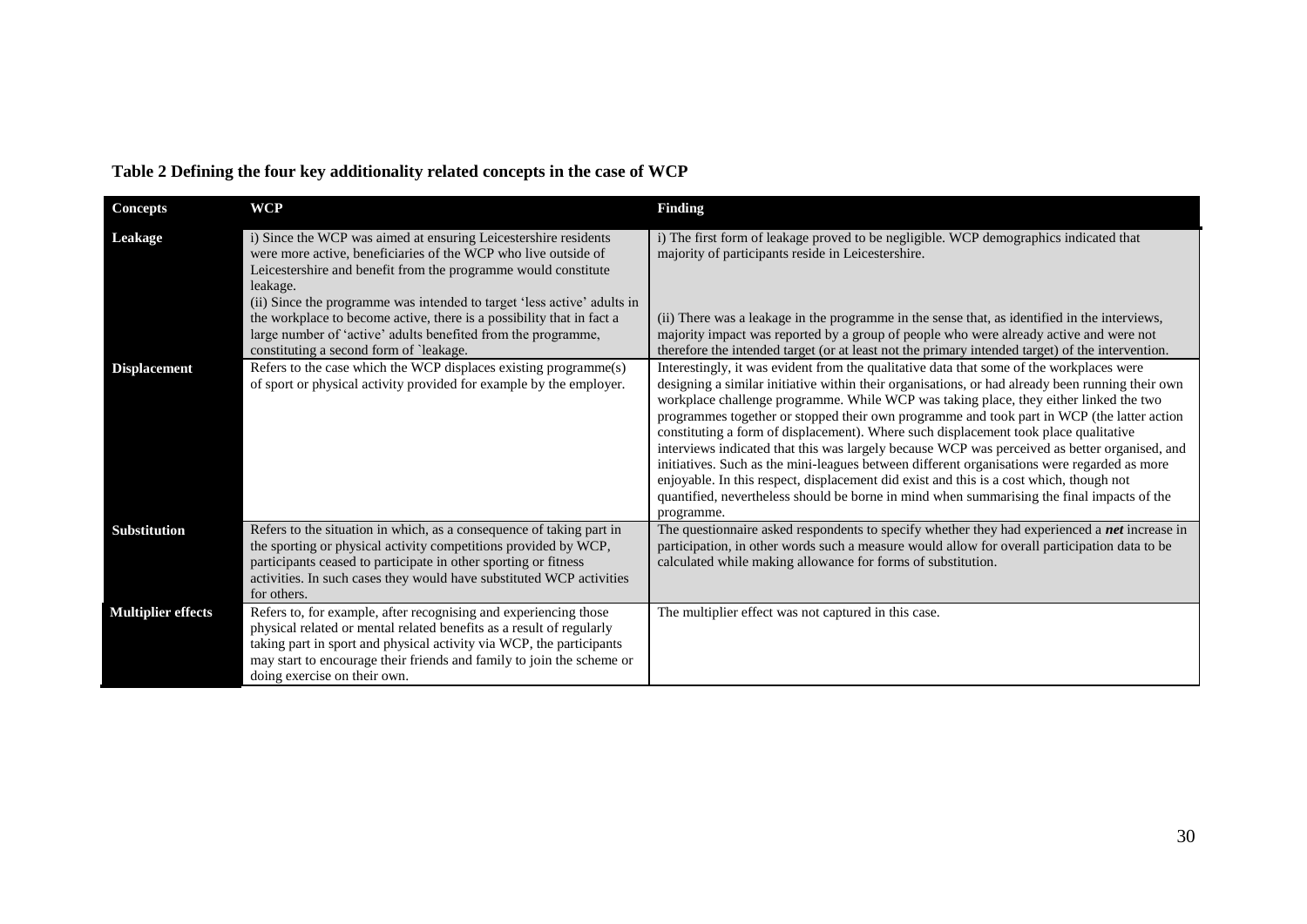**Table 2 Defining the four key additionality related concepts in the case of WCP**

| Concepts | WCP | Finding |
|---|---|---|
| **Leakage** | i) Since the WCP was aimed at ensuring Leicestershire residents were more active, beneficiaries of the WCP who live outside of Leicestershire and benefit from the programme would constitute leakage.<br>(ii) Since the programme was intended to target 'less active' adults in the workplace to become active, there is a possibility that in fact a large number of 'active' adults benefited from the programme, constituting a second form of `leakage. | i) The first form of leakage proved to be negligible. WCP demographics indicated that majority of participants reside in Leicestershire.<br>(ii) There was a leakage in the programme in the sense that, as identified in the interviews, majority impact was reported by a group of people who were already active and were not therefore the intended target (or at least not the primary intended target) of the intervention. |
| **Displacement** | Refers to the case which the WCP displaces existing programme(s) of sport or physical activity provided for example by the employer. | Interestingly, it was evident from the qualitative data that some of the workplaces were designing a similar initiative within their organisations, or had already been running their own workplace challenge programme. While WCP was taking place, they either linked the two programmes together or stopped their own programme and took part in WCP (the latter action constituting a form of displacement). Where such displacement took place qualitative interviews indicated that this was largely because WCP was perceived as better organised, and initiatives. Such as the mini-leagues between different organisations were regarded as more enjoyable. In this respect, displacement did exist and this is a cost which, though not quantified, nevertheless should be borne in mind when summarising the final impacts of the programme. |
| **Substitution** | Refers to the situation in which, as a consequence of taking part in the sporting or physical activity competitions provided by WCP, participants ceased to participate in other sporting or fitness activities. In such cases they would have substituted WCP activities for others. | The questionnaire asked respondents to specify whether they had experienced a ***net*** increase in participation, in other words such a measure would allow for overall participation data to be calculated while making allowance for forms of substitution. |
| **Multiplier effects** | Refers to, for example, after recognising and experiencing those physical related or mental related benefits as a result of regularly taking part in sport and physical activity via WCP, the participants may start to encourage their friends and family to join the scheme or doing exercise on their own. | The multiplier effect was not captured in this case. |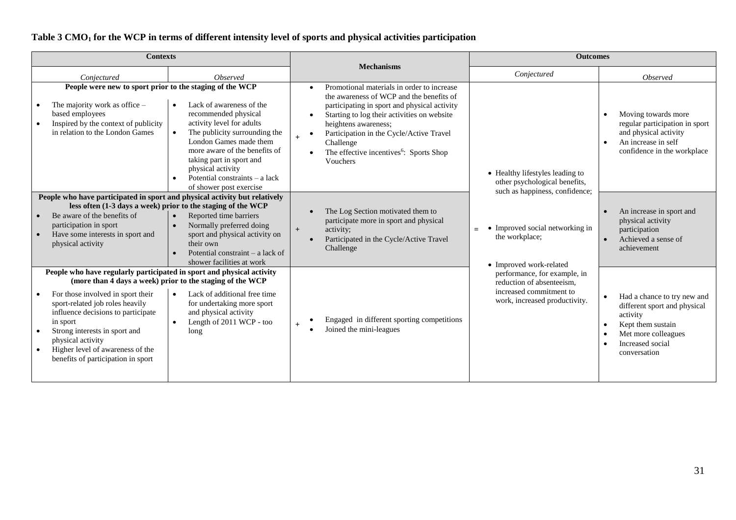**Table 3 CMO[1] for the WCP in terms of different intensity level of sports and physical activities participation**

| Contexts | | | Mechanisms | | Outcomes | |
|---|---|---|---|---|---|---|
| *Conjectured* | *Observed* | | | | *Conjectured* | *Observed* |
| **People were new to sport prior to the staging of the WCP** | | | | | | |
| • The majority work as office – based employees<br>• Inspired by the context of publicity in relation to the London Games | • Lack of awareness of the recommended physical activity level for adults<br>• The publicity surrounding the London Games made them more aware of the benefits of taking part in sport and physical activity<br>• Potential constraints – a lack of shower post exercise | + | • Promotional materials in order to increase the awareness of WCP and the benefits of participating in sport and physical activity<br>• Starting to log their activities on website heightens awareness;<br>• Participation in the Cycle/Active Travel Challenge<br>• The effective incentives[6]: Sports Shop Vouchers | = | • Healthy lifestyles leading to other psychological benefits, such as happiness, confidence;<br>• Improved social networking in the workplace;<br>• Improved work-related performance, for example, in reduction of absenteeism, increased commitment to work, increased productivity. | • Moving towards more regular participation in sport and physical activity<br>• An increase in self confidence in the workplace |
| **People who have participated in sport and physical activity but relatively less often (1-3 days a week) prior to the staging of the WCP** | | | | | | |
| • Be aware of the benefits of participation in sport<br>• Have some interests in sport and physical activity | • Reported time barriers<br>• Normally preferred doing sport and physical activity on their own<br>• Potential constraint – a lack of shower facilities at work | + | • The Log Section motivated them to participate more in sport and physical activity;<br>• Participated in the Cycle/Active Travel Challenge | | | • An increase in sport and physical activity participation<br>• Achieved a sense of achievement |
| **People who have regularly participated in sport and physical activity (more than 4 days a week) prior to the staging of the WCP** | | | | | | |
| • For those involved in sport their sport-related job roles heavily influence decisions to participate in sport<br>• Strong interests in sport and physical activity<br>• Higher level of awareness of the benefits of participation in sport | • Lack of additional free time for undertaking more sport and physical activity<br>• Length of 2011 WCP - too long | + | • Engaged in different sporting competitions<br>• Joined the mini-leagues | | | • Had a chance to try new and different sport and physical activity<br>• Kept them sustain<br>• Met more colleagues<br>• Increased social conversation |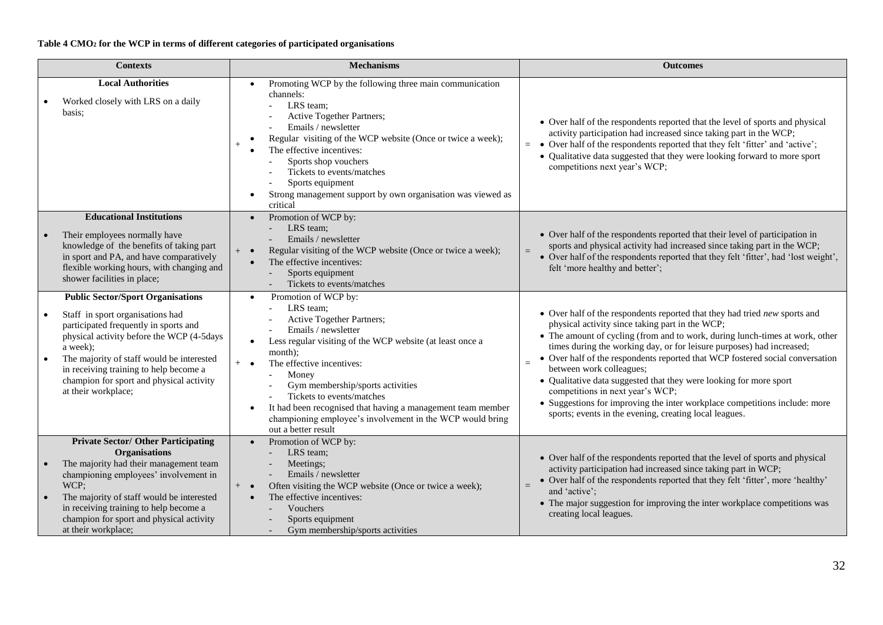**Table 4 $CMO_2$ for the WCP in terms of different categories of participated organisations**

| Contexts | | Mechanisms | | Outcomes |
|---|---|---|---|---|
| **Local Authorities**<br>• Worked closely with LRS on a daily basis; | + | • Promoting WCP by the following three main communication channels:<br>- LRS team;<br>- Active Together Partners;<br>- Emails / newsletter<br>• Regular visiting of the WCP website (Once or twice a week);<br>• The effective incentives:<br>- Sports shop vouchers<br>- Tickets to events/matches<br>- Sports equipment<br>• Strong management support by own organisation was viewed as critical | = | • Over half of the respondents reported that the level of sports and physical activity participation had increased since taking part in the WCP;<br>• Over half of the respondents reported that they felt 'fitter' and 'active';<br>• Qualitative data suggested that they were looking forward to more sport competitions next year's WCP; |
| **Educational Institutions**<br>• Their employees normally have knowledge of the benefits of taking part in sport and PA, and have comparatively flexible working hours, with changing and shower facilities in place; | + | • Promotion of WCP by:<br>- LRS team;<br>- Emails / newsletter<br>• Regular visiting of the WCP website (Once or twice a week);<br>• The effective incentives:<br>- Sports equipment<br>- Tickets to events/matches | = | • Over half of the respondents reported that their level of participation in sports and physical activity had increased since taking part in the WCP;<br>• Over half of the respondents reported that they felt 'fitter', had 'lost weight', felt 'more healthy and better'; |
| **Public Sector/Sport Organisations**<br>• Staff in sport organisations had participated frequently in sports and physical activity before the WCP (4-5days a week);<br>• The majority of staff would be interested in receiving training to help become a champion for sport and physical activity at their workplace; | + | • Promotion of WCP by:<br>- LRS team;<br>- Active Together Partners;<br>- Emails / newsletter<br>• Less regular visiting of the WCP website (at least once a month);<br>• The effective incentives:<br>- Money<br>- Gym membership/sports activities<br>- Tickets to events/matches<br>• It had been recognised that having a management team member championing employee's involvement in the WCP would bring out a better result | = | • Over half of the respondents reported that they had tried *new* sports and physical activity since taking part in the WCP;<br>• The amount of cycling (from and to work, during lunch-times at work, other times during the working day, or for leisure purposes) had increased;<br>• Over half of the respondents reported that WCP fostered social conversation between work colleagues;<br>• Qualitative data suggested that they were looking for more sport competitions in next year's WCP;<br>• Suggestions for improving the inter workplace competitions include: more sports; events in the evening, creating local leagues. |
| **Private Sector/ Other Participating Organisations**<br>• The majority had their management team championing employees' involvement in WCP;<br>• The majority of staff would be interested in receiving training to help become a champion for sport and physical activity at their workplace; | + | • Promotion of WCP by:<br>- LRS team;<br>- Meetings;<br>- Emails / newsletter<br>• Often visiting the WCP website (Once or twice a week);<br>• The effective incentives:<br>- Vouchers<br>- Sports equipment<br>- Gym membership/sports activities | = | • Over half of the respondents reported that the level of sports and physical activity participation had increased since taking part in WCP;<br>• Over half of the respondents reported that they felt 'fitter', more 'healthy' and 'active';<br>• The major suggestion for improving the inter workplace competitions was creating local leagues. |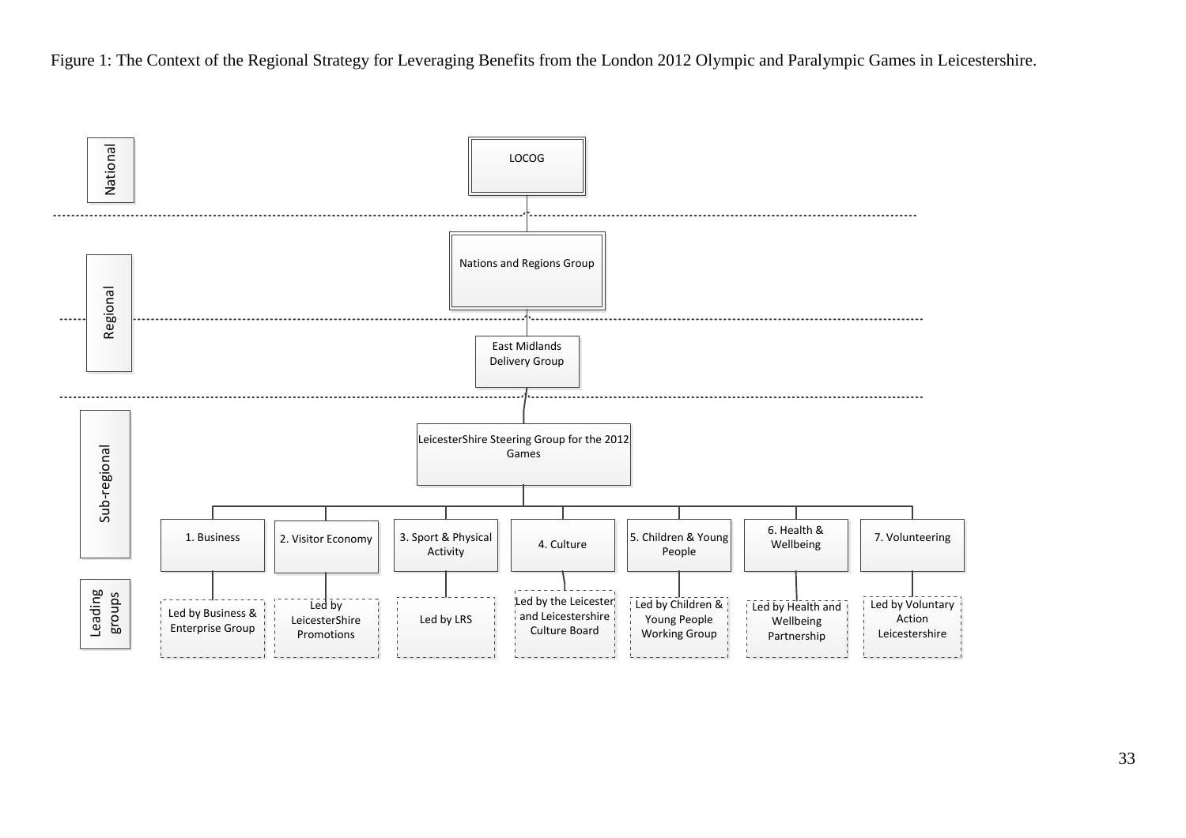Figure 1: The Context of the Regional Strategy for Leveraging Benefits from the London 2012 Olympic and Paralympic Games in Leicestershire.

**National**

- LOCOG

**Regional**

- Nations and Regions Group
- East Midlands Delivery Group

**Sub-regional**

- LeicesterShire Steering Group for the 2012 Games

| | Theme | Leading groups |
|---|---|---|
| 1 | Business | Led by Business & Enterprise Group |
| 2 | Visitor Economy | Led by LeicesterShire Promotions |
| 3 | Sport & Physical Activity | Led by LRS |
| 4 | Culture | Led by the Leicester and Leicestershire Culture Board |
| 5 | Children & Young People | Led by Children & Young People Working Group |
| 6 | Health & Wellbeing | Led by Health and Wellbeing Partnership |
| 7 | Volunteering | Led by Voluntary Action Leicestershire |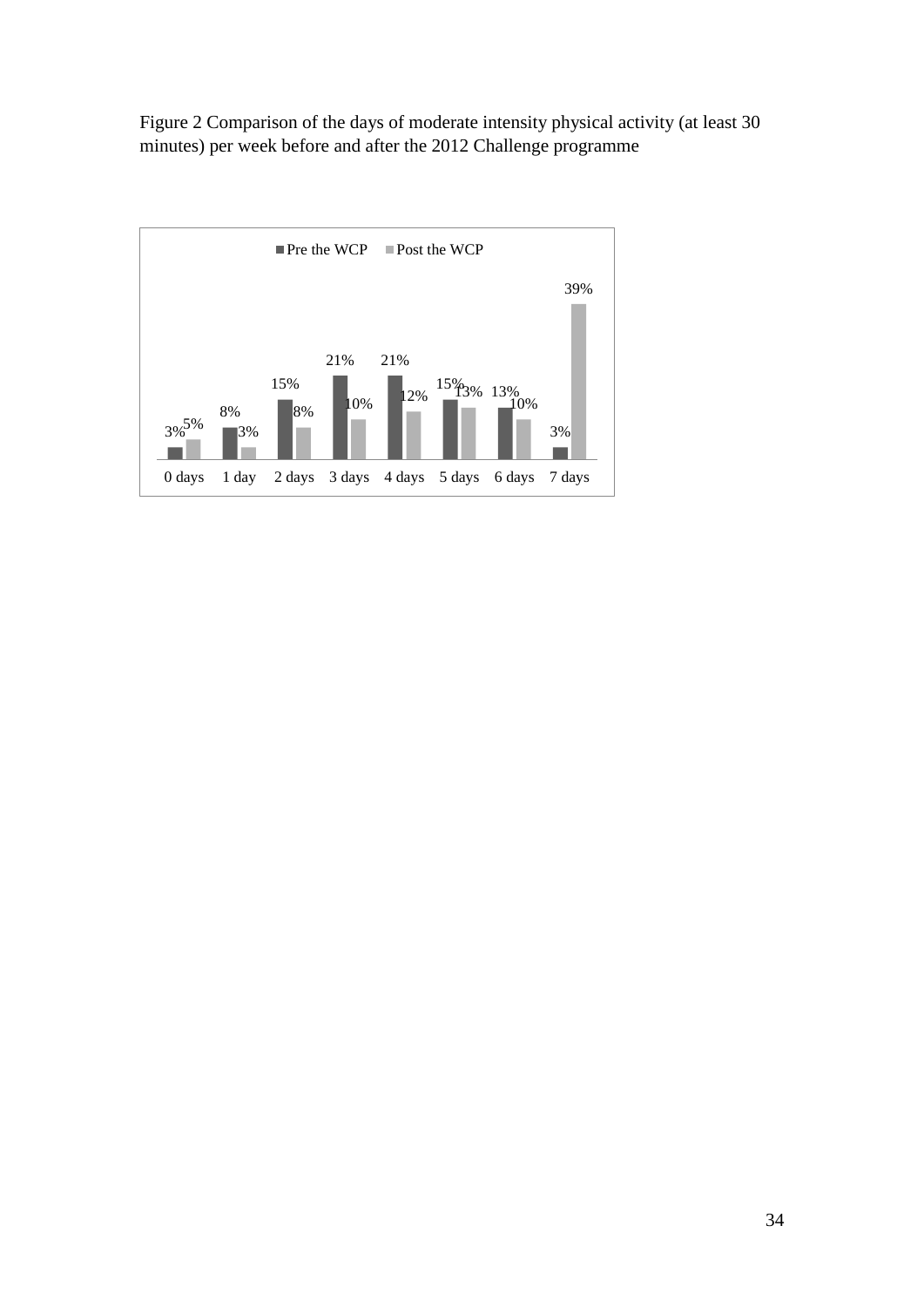Figure 2 Comparison of the days of moderate intensity physical activity (at least 30 minutes) per week before and after the 2012 Challenge programme

| | 0 days | 1 day | 2 days | 3 days | 4 days | 5 days | 6 days | 7 days |
|---|---|---|---|---|---|---|---|---|
| Pre the WCP | 3% | 8% | 15% | 21% | 21% | 15% | 13% | 3% |
| Post the WCP | 5% | 3% | 8% | 10% | 12% | 13% | 10% | 39% |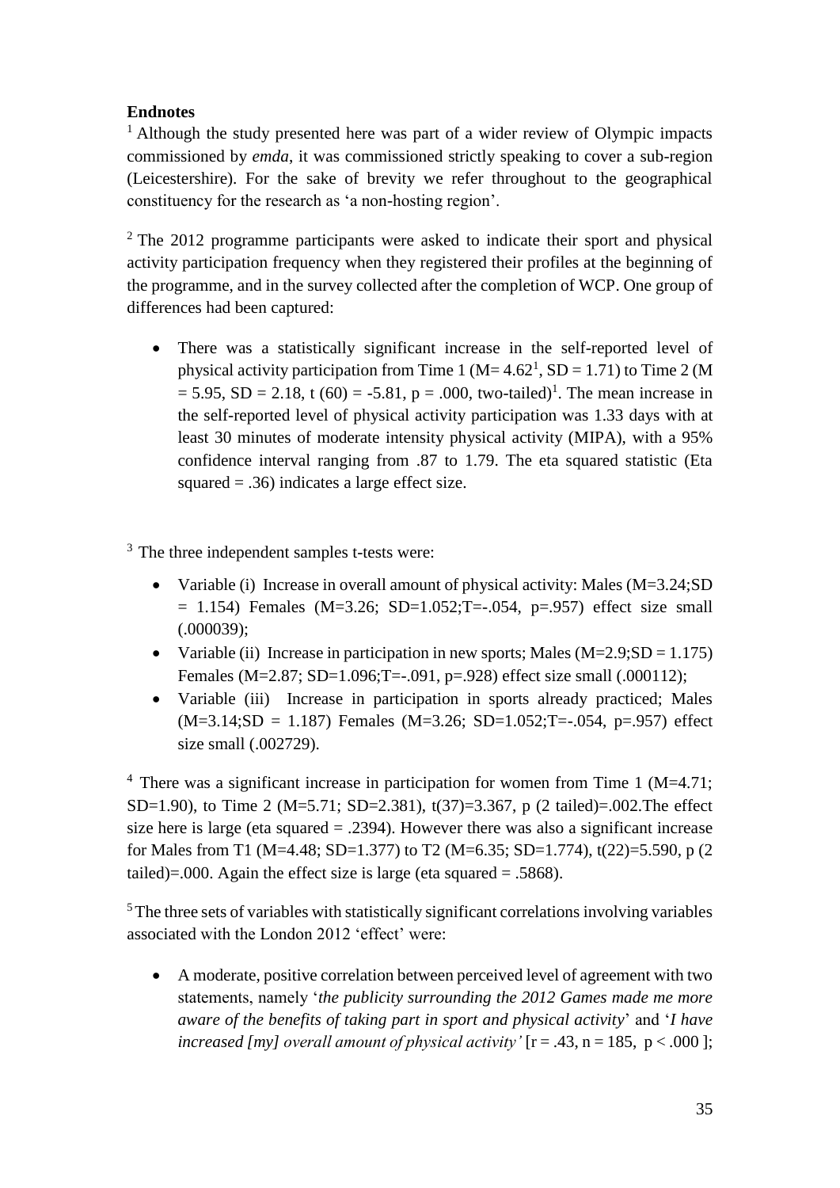**Endnotes**

[1] Although the study presented here was part of a wider review of Olympic impacts commissioned by *emda*, it was commissioned strictly speaking to cover a sub-region (Leicestershire). For the sake of brevity we refer throughout to the geographical constituency for the research as 'a non-hosting region'.

[2] The 2012 programme participants were asked to indicate their sport and physical activity participation frequency when they registered their profiles at the beginning of the programme, and in the survey collected after the completion of WCP. One group of differences had been captured:

- There was a statistically significant increase in the self-reported level of physical activity participation from Time 1 (M= 4.62[1], SD = 1.71) to Time 2 (M = 5.95, SD = 2.18, t (60) = -5.81, p = .000, two-tailed)[1]. The mean increase in the self-reported level of physical activity participation was 1.33 days with at least 30 minutes of moderate intensity physical activity (MIPA), with a 95% confidence interval ranging from .87 to 1.79. The eta squared statistic (Eta squared = .36) indicates a large effect size.

[3] The three independent samples t-tests were:

- Variable (i) Increase in overall amount of physical activity: Males (M=3.24;SD = 1.154) Females (M=3.26; SD=1.052;T=-.054, p=.957) effect size small (.000039);
- Variable (ii) Increase in participation in new sports; Males (M=2.9;SD = 1.175) Females (M=2.87; SD=1.096;T=-.091, p=.928) effect size small (.000112);
- Variable (iii) Increase in participation in sports already practiced; Males (M=3.14;SD = 1.187) Females (M=3.26; SD=1.052;T=-.054, p=.957) effect size small (.002729).

[4] There was a significant increase in participation for women from Time 1 (M=4.71; SD=1.90), to Time 2 (M=5.71; SD=2.381), t(37)=3.367, p (2 tailed)=.002.The effect size here is large (eta squared = .2394). However there was also a significant increase for Males from T1 (M=4.48; SD=1.377) to T2 (M=6.35; SD=1.774), t(22)=5.590, p (2 tailed)=.000. Again the effect size is large (eta squared = .5868).

[5] The three sets of variables with statistically significant correlations involving variables associated with the London 2012 'effect' were:

- A moderate, positive correlation between perceived level of agreement with two statements, namely '*the publicity surrounding the 2012 Games made me more aware of the benefits of taking part in sport and physical activity*' and '*I have increased [my] overall amount of physical activity'* [r = .43, n = 185, p < .000 ];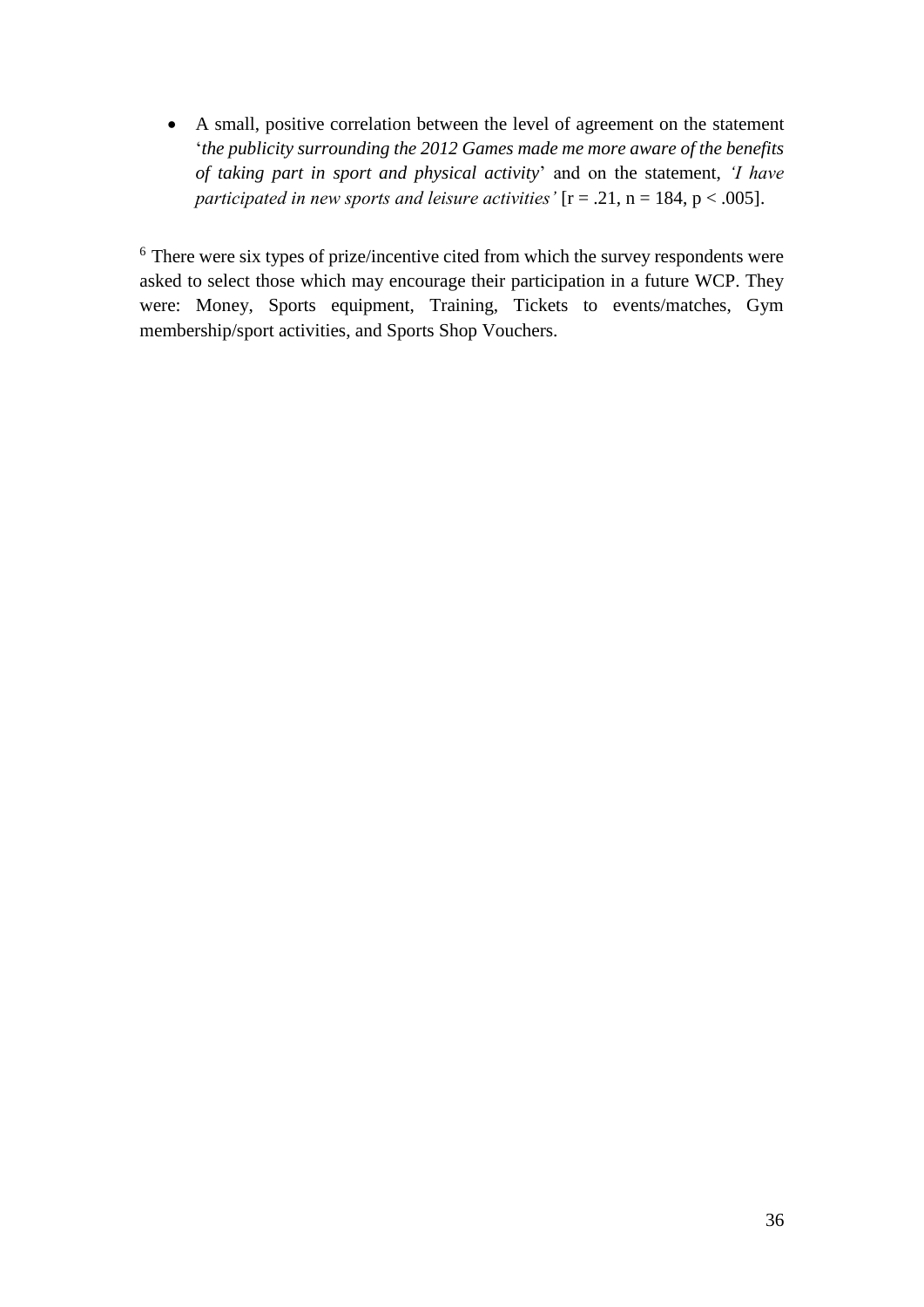- A small, positive correlation between the level of agreement on the statement '*the publicity surrounding the 2012 Games made me more aware of the benefits of taking part in sport and physical activity*' and on the statement, *'I have participated in new sports and leisure activities'* [$r = .21$, $n = 184$, $p < .005$].

[6] There were six types of prize/incentive cited from which the survey respondents were asked to select those which may encourage their participation in a future WCP. They were: Money, Sports equipment, Training, Tickets to events/matches, Gym membership/sport activities, and Sports Shop Vouchers.